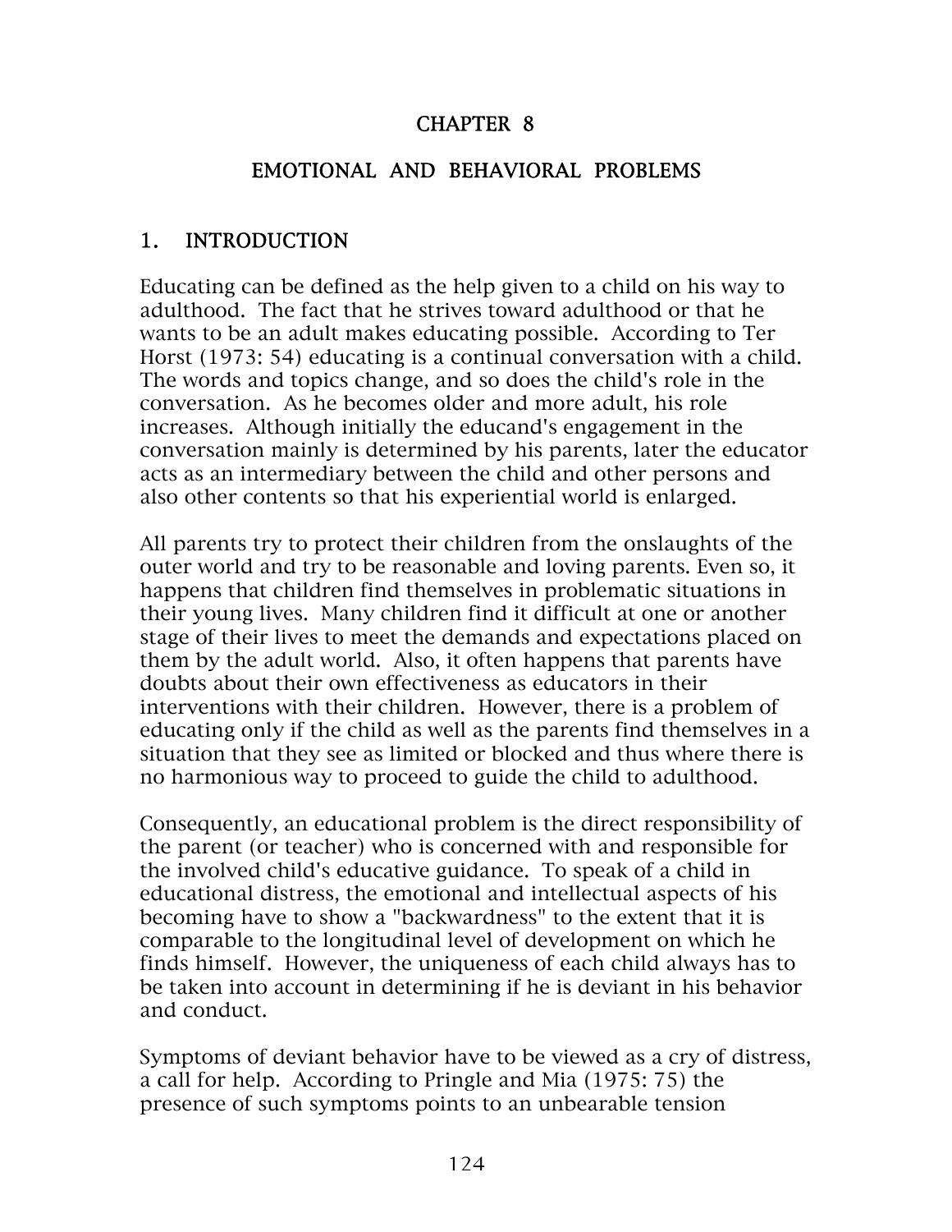# CHAPTER 8

# EMOTIONAL AND BEHAVIORAL PROBLEMS

## 1. INTRODUCTION

Educating can be defined as the help given to a child on his way to adulthood. The fact that he strives toward adulthood or that he wants to be an adult makes educating possible. According to Ter Horst (1973: 54) educating is a continual conversation with a child. The words and topics change, and so does the child's role in the conversation. As he becomes older and more adult, his role increases. Although initially the educand's engagement in the conversation mainly is determined by his parents, later the educator acts as an intermediary between the child and other persons and also other contents so that his experiential world is enlarged.

All parents try to protect their children from the onslaughts of the outer world and try to be reasonable and loving parents. Even so, it happens that children find themselves in problematic situations in their young lives. Many children find it difficult at one or another stage of their lives to meet the demands and expectations placed on them by the adult world. Also, it often happens that parents have doubts about their own effectiveness as educators in their interventions with their children. However, there is a problem of educating only if the child as well as the parents find themselves in a situation that they see as limited or blocked and thus where there is no harmonious way to proceed to guide the child to adulthood.

Consequently, an educational problem is the direct responsibility of the parent (or teacher) who is concerned with and responsible for the involved child's educative guidance. To speak of a child in educational distress, the emotional and intellectual aspects of his becoming have to show a "backwardness" to the extent that it is comparable to the longitudinal level of development on which he finds himself. However, the uniqueness of each child always has to be taken into account in determining if he is deviant in his behavior and conduct.

Symptoms of deviant behavior have to be viewed as a cry of distress, a call for help. According to Pringle and Mia (1975: 75) the presence of such symptoms points to an unbearable tension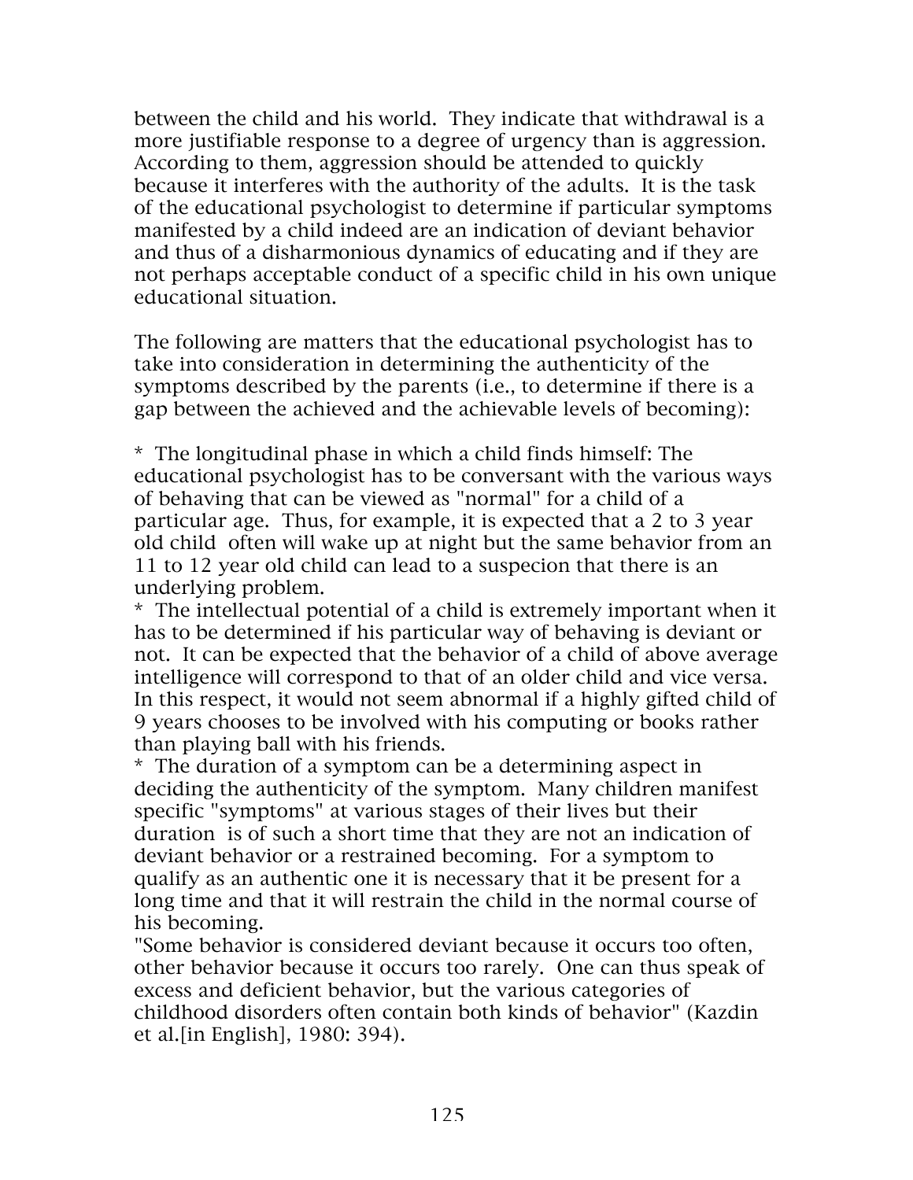between the child and his world. They indicate that withdrawal is a more justifiable response to a degree of urgency than is aggression. According to them, aggression should be attended to quickly because it interferes with the authority of the adults. It is the task of the educational psychologist to determine if particular symptoms manifested by a child indeed are an indication of deviant behavior and thus of a disharmonious dynamics of educating and if they are not perhaps acceptable conduct of a specific child in his own unique educational situation.

The following are matters that the educational psychologist has to take into consideration in determining the authenticity of the symptoms described by the parents (i.e., to determine if there is a gap between the achieved and the achievable levels of becoming):

* The longitudinal phase in which a child finds himself: The educational psychologist has to be conversant with the various ways of behaving that can be viewed as "normal" for a child of a particular age. Thus, for example, it is expected that a 2 to 3 year old child often will wake up at night but the same behavior from an 11 to 12 year old child can lead to a suspecion that there is an underlying problem.
* The intellectual potential of a child is extremely important when it has to be determined if his particular way of behaving is deviant or not. It can be expected that the behavior of a child of above average intelligence will correspond to that of an older child and vice versa. In this respect, it would not seem abnormal if a highly gifted child of 9 years chooses to be involved with his computing or books rather than playing ball with his friends.
* The duration of a symptom can be a determining aspect in deciding the authenticity of the symptom. Many children manifest specific "symptoms" at various stages of their lives but their duration is of such a short time that they are not an indication of deviant behavior or a restrained becoming. For a symptom to qualify as an authentic one it is necessary that it be present for a long time and that it will restrain the child in the normal course of his becoming.

"Some behavior is considered deviant because it occurs too often, other behavior because it occurs too rarely. One can thus speak of excess and deficient behavior, but the various categories of childhood disorders often contain both kinds of behavior" (Kazdin et al.[in English], 1980: 394).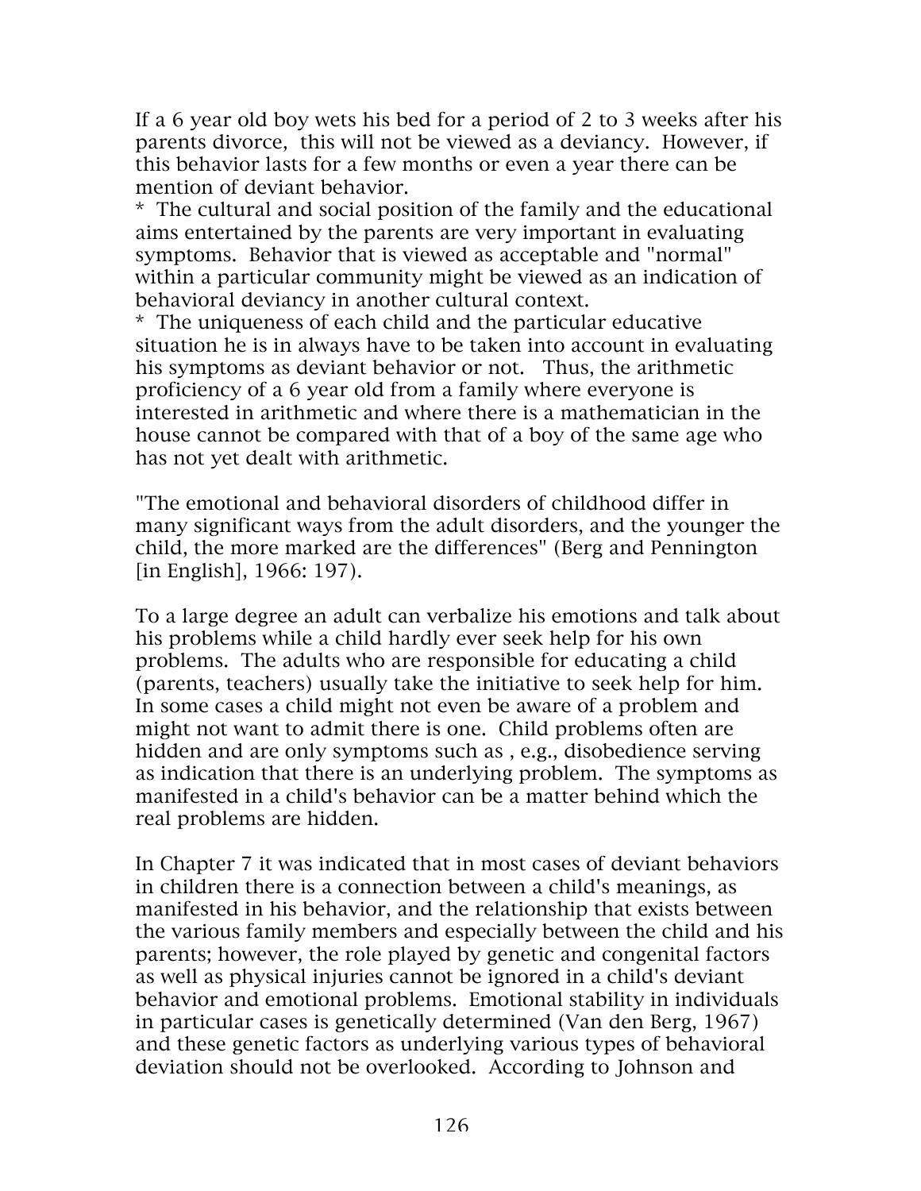If a 6 year old boy wets his bed for a period of 2 to 3 weeks after his parents divorce, this will not be viewed as a deviancy. However, if this behavior lasts for a few months or even a year there can be mention of deviant behavior.

* The cultural and social position of the family and the educational aims entertained by the parents are very important in evaluating symptoms. Behavior that is viewed as acceptable and "normal" within a particular community might be viewed as an indication of behavioral deviancy in another cultural context.

* The uniqueness of each child and the particular educative situation he is in always have to be taken into account in evaluating his symptoms as deviant behavior or not. Thus, the arithmetic proficiency of a 6 year old from a family where everyone is interested in arithmetic and where there is a mathematician in the house cannot be compared with that of a boy of the same age who has not yet dealt with arithmetic.

"The emotional and behavioral disorders of childhood differ in many significant ways from the adult disorders, and the younger the child, the more marked are the differences" (Berg and Pennington [in English], 1966: 197).

To a large degree an adult can verbalize his emotions and talk about his problems while a child hardly ever seek help for his own problems. The adults who are responsible for educating a child (parents, teachers) usually take the initiative to seek help for him. In some cases a child might not even be aware of a problem and might not want to admit there is one. Child problems often are hidden and are only symptoms such as , e.g., disobedience serving as indication that there is an underlying problem. The symptoms as manifested in a child's behavior can be a matter behind which the real problems are hidden.

In Chapter 7 it was indicated that in most cases of deviant behaviors in children there is a connection between a child's meanings, as manifested in his behavior, and the relationship that exists between the various family members and especially between the child and his parents; however, the role played by genetic and congenital factors as well as physical injuries cannot be ignored in a child's deviant behavior and emotional problems. Emotional stability in individuals in particular cases is genetically determined (Van den Berg, 1967) and these genetic factors as underlying various types of behavioral deviation should not be overlooked. According to Johnson and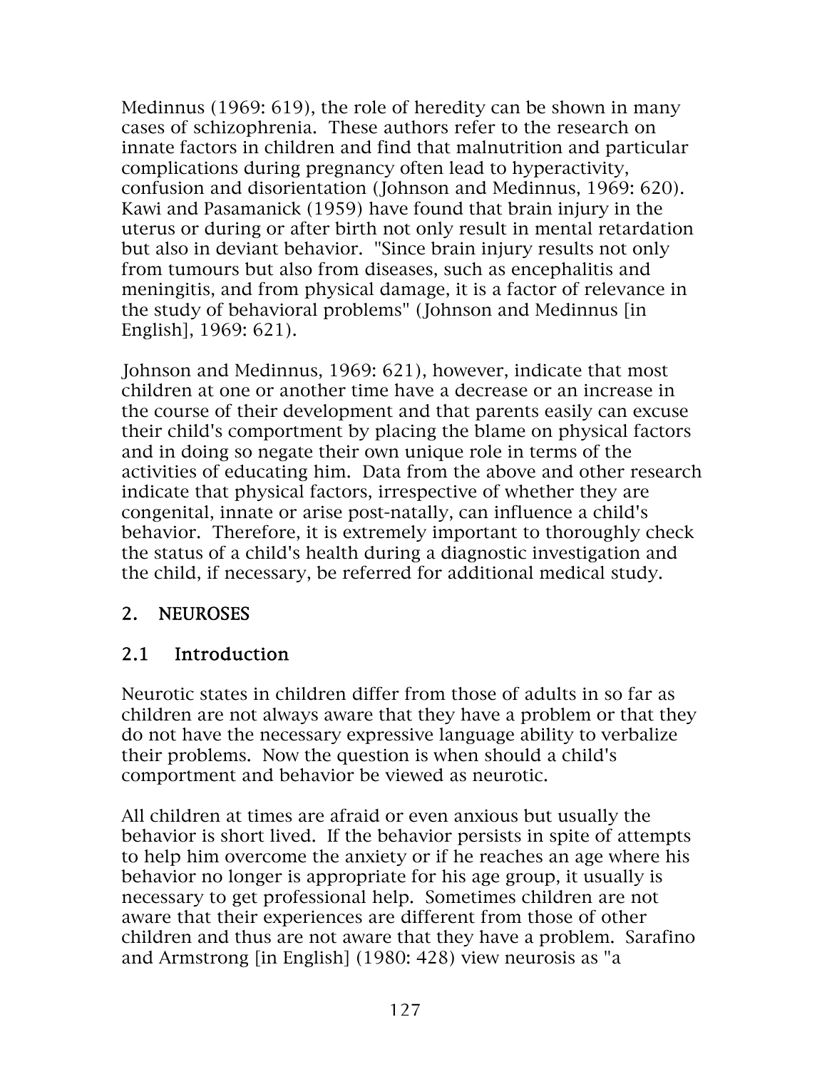Medinnus (1969: 619), the role of heredity can be shown in many cases of schizophrenia. These authors refer to the research on innate factors in children and find that malnutrition and particular complications during pregnancy often lead to hyperactivity, confusion and disorientation (Johnson and Medinnus, 1969: 620). Kawi and Pasamanick (1959) have found that brain injury in the uterus or during or after birth not only result in mental retardation but also in deviant behavior. "Since brain injury results not only from tumours but also from diseases, such as encephalitis and meningitis, and from physical damage, it is a factor of relevance in the study of behavioral problems" (Johnson and Medinnus [in English], 1969: 621).

Johnson and Medinnus, 1969: 621), however, indicate that most children at one or another time have a decrease or an increase in the course of their development and that parents easily can excuse their child's comportment by placing the blame on physical factors and in doing so negate their own unique role in terms of the activities of educating him. Data from the above and other research indicate that physical factors, irrespective of whether they are congenital, innate or arise post-natally, can influence a child's behavior. Therefore, it is extremely important to thoroughly check the status of a child's health during a diagnostic investigation and the child, if necessary, be referred for additional medical study.

## 2. NEUROSES

### 2.1 Introduction

Neurotic states in children differ from those of adults in so far as children are not always aware that they have a problem or that they do not have the necessary expressive language ability to verbalize their problems. Now the question is when should a child's comportment and behavior be viewed as neurotic.

All children at times are afraid or even anxious but usually the behavior is short lived. If the behavior persists in spite of attempts to help him overcome the anxiety or if he reaches an age where his behavior no longer is appropriate for his age group, it usually is necessary to get professional help. Sometimes children are not aware that their experiences are different from those of other children and thus are not aware that they have a problem. Sarafino and Armstrong [in English] (1980: 428) view neurosis as "a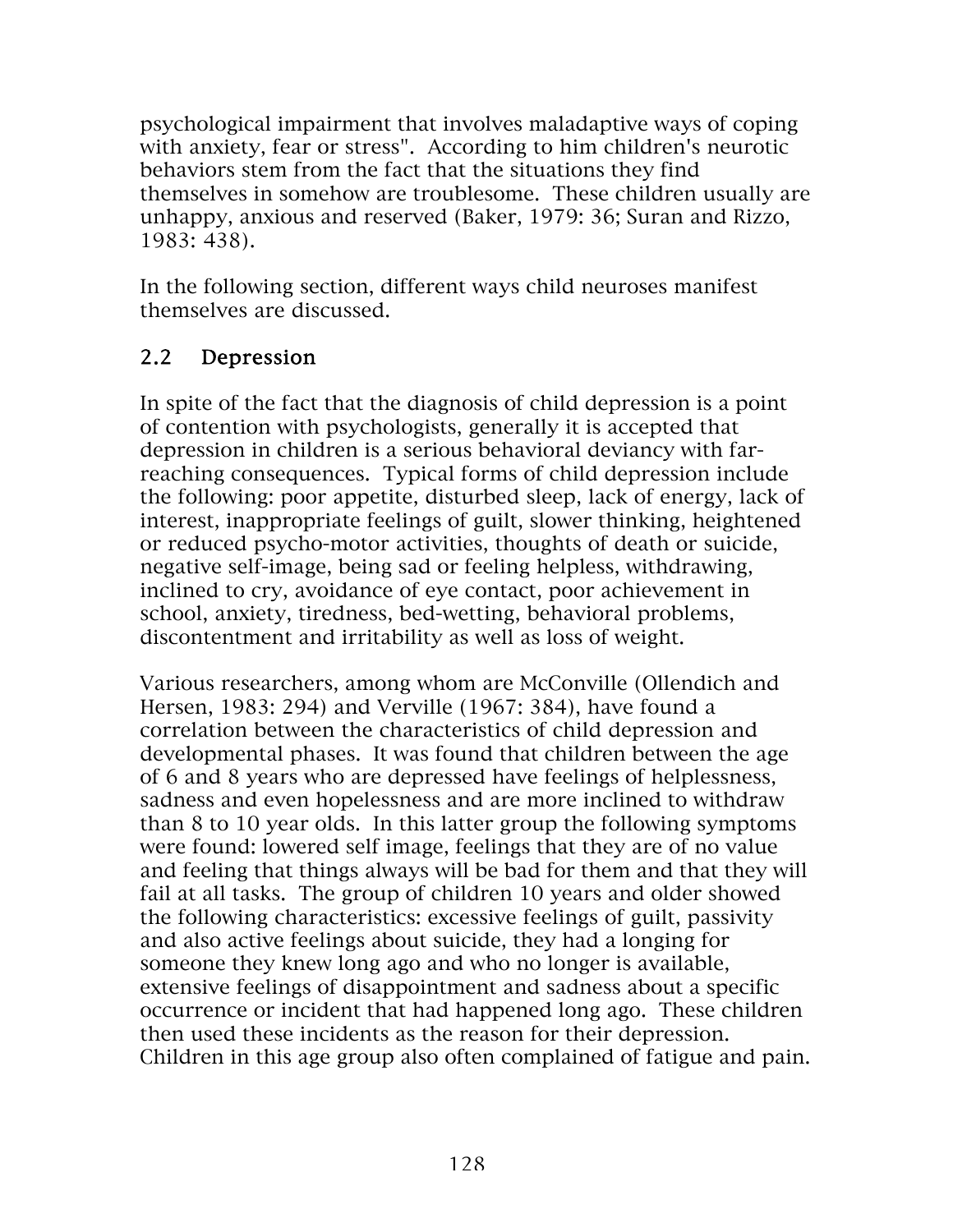psychological impairment that involves maladaptive ways of coping with anxiety, fear or stress". According to him children's neurotic behaviors stem from the fact that the situations they find themselves in somehow are troublesome. These children usually are unhappy, anxious and reserved (Baker, 1979: 36; Suran and Rizzo, 1983: 438).

In the following section, different ways child neuroses manifest themselves are discussed.

## 2.2 Depression

In spite of the fact that the diagnosis of child depression is a point of contention with psychologists, generally it is accepted that depression in children is a serious behavioral deviancy with far-reaching consequences. Typical forms of child depression include the following: poor appetite, disturbed sleep, lack of energy, lack of interest, inappropriate feelings of guilt, slower thinking, heightened or reduced psycho-motor activities, thoughts of death or suicide, negative self-image, being sad or feeling helpless, withdrawing, inclined to cry, avoidance of eye contact, poor achievement in school, anxiety, tiredness, bed-wetting, behavioral problems, discontentment and irritability as well as loss of weight.

Various researchers, among whom are McConville (Ollendich and Hersen, 1983: 294) and Verville (1967: 384), have found a correlation between the characteristics of child depression and developmental phases. It was found that children between the age of 6 and 8 years who are depressed have feelings of helplessness, sadness and even hopelessness and are more inclined to withdraw than 8 to 10 year olds. In this latter group the following symptoms were found: lowered self image, feelings that they are of no value and feeling that things always will be bad for them and that they will fail at all tasks. The group of children 10 years and older showed the following characteristics: excessive feelings of guilt, passivity and also active feelings about suicide, they had a longing for someone they knew long ago and who no longer is available, extensive feelings of disappointment and sadness about a specific occurrence or incident that had happened long ago. These children then used these incidents as the reason for their depression. Children in this age group also often complained of fatigue and pain.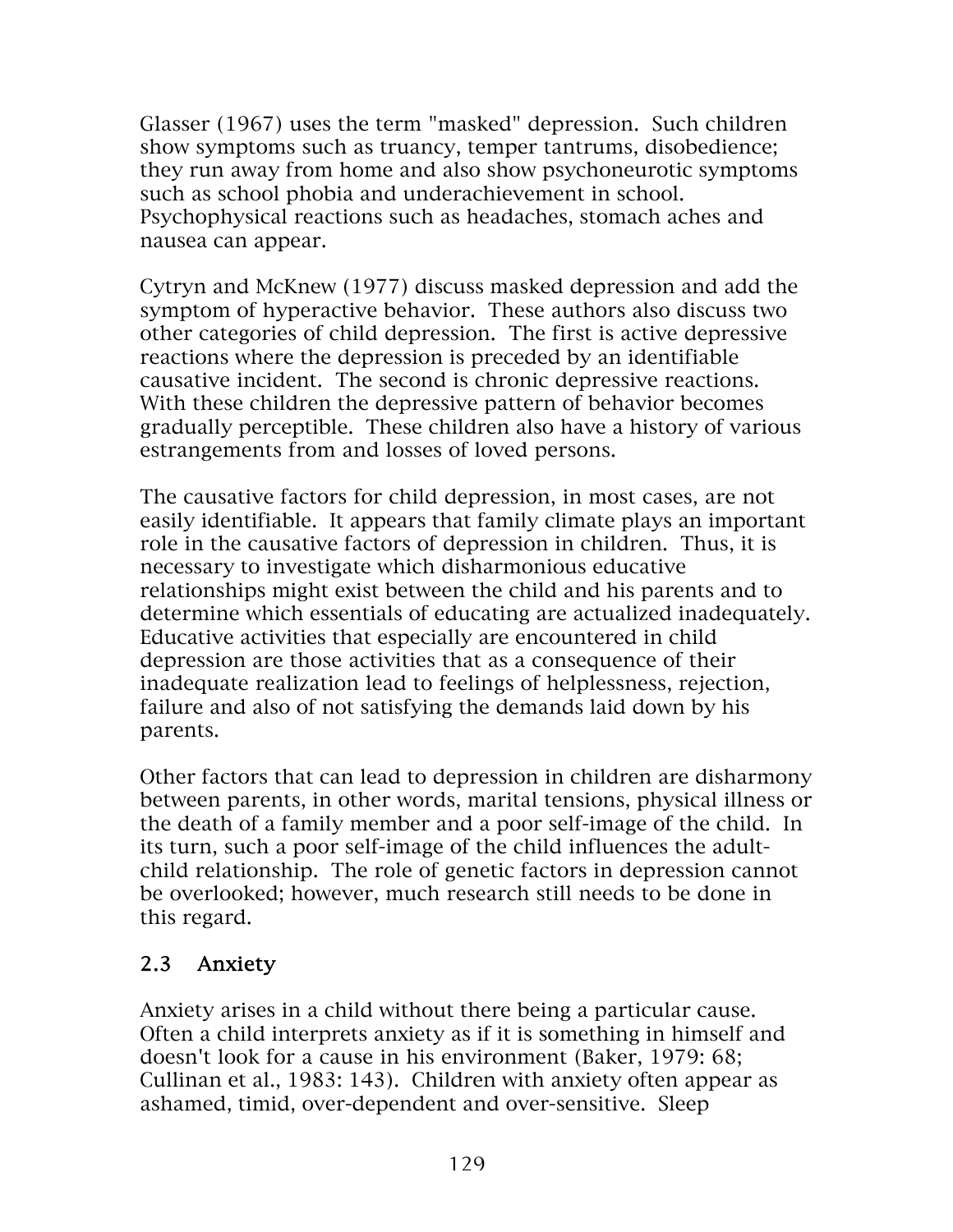Glasser (1967) uses the term "masked" depression. Such children show symptoms such as truancy, temper tantrums, disobedience; they run away from home and also show psychoneurotic symptoms such as school phobia and underachievement in school. Psychophysical reactions such as headaches, stomach aches and nausea can appear.

Cytryn and McKnew (1977) discuss masked depression and add the symptom of hyperactive behavior. These authors also discuss two other categories of child depression. The first is active depressive reactions where the depression is preceded by an identifiable causative incident. The second is chronic depressive reactions. With these children the depressive pattern of behavior becomes gradually perceptible. These children also have a history of various estrangements from and losses of loved persons.

The causative factors for child depression, in most cases, are not easily identifiable. It appears that family climate plays an important role in the causative factors of depression in children. Thus, it is necessary to investigate which disharmonious educative relationships might exist between the child and his parents and to determine which essentials of educating are actualized inadequately. Educative activities that especially are encountered in child depression are those activities that as a consequence of their inadequate realization lead to feelings of helplessness, rejection, failure and also of not satisfying the demands laid down by his parents.

Other factors that can lead to depression in children are disharmony between parents, in other words, marital tensions, physical illness or the death of a family member and a poor self-image of the child. In its turn, such a poor self-image of the child influences the adult-child relationship. The role of genetic factors in depression cannot be overlooked; however, much research still needs to be done in this regard.

### 2.3 Anxiety

Anxiety arises in a child without there being a particular cause. Often a child interprets anxiety as if it is something in himself and doesn't look for a cause in his environment (Baker, 1979: 68; Cullinan et al., 1983: 143). Children with anxiety often appear as ashamed, timid, over-dependent and over-sensitive. Sleep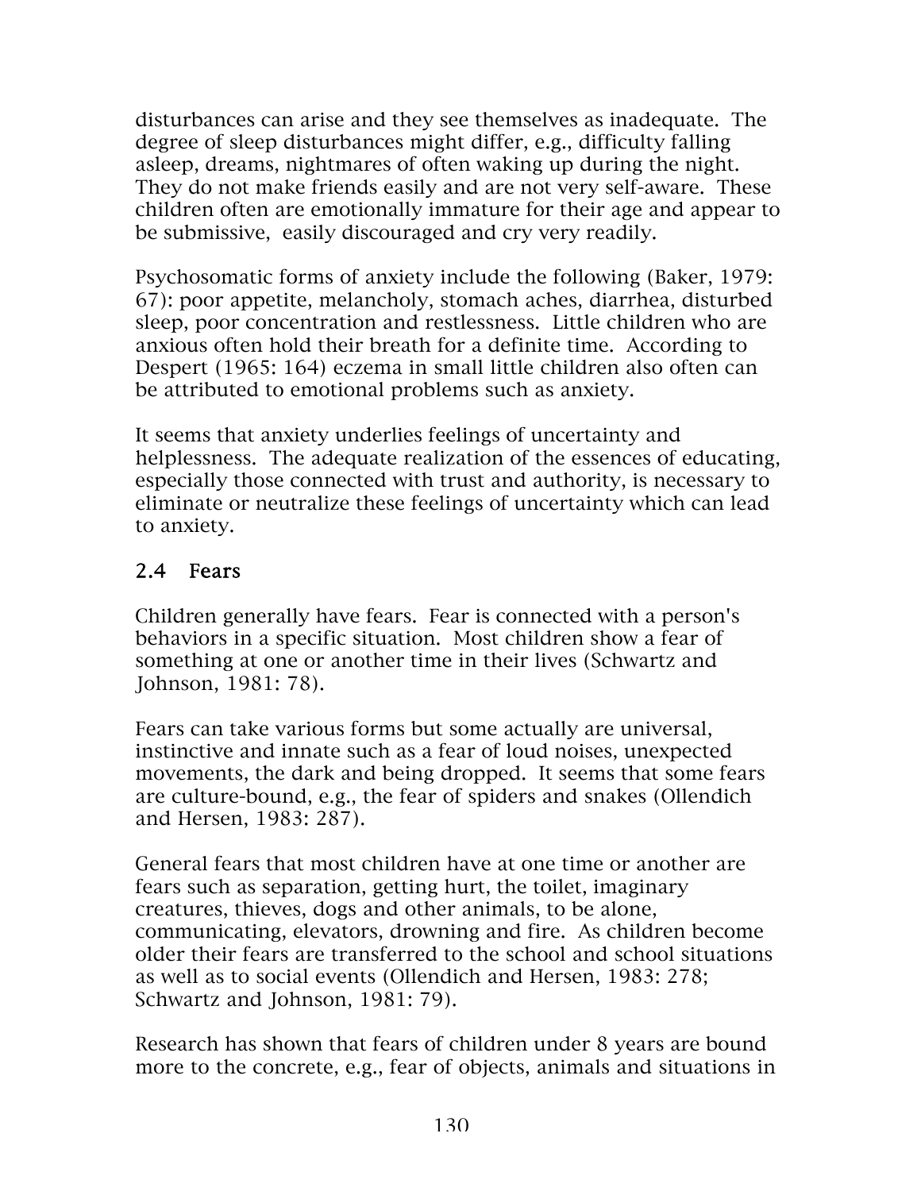disturbances can arise and they see themselves as inadequate. The degree of sleep disturbances might differ, e.g., difficulty falling asleep, dreams, nightmares of often waking up during the night. They do not make friends easily and are not very self-aware. These children often are emotionally immature for their age and appear to be submissive, easily discouraged and cry very readily.

Psychosomatic forms of anxiety include the following (Baker, 1979: 67): poor appetite, melancholy, stomach aches, diarrhea, disturbed sleep, poor concentration and restlessness. Little children who are anxious often hold their breath for a definite time. According to Despert (1965: 164) eczema in small little children also often can be attributed to emotional problems such as anxiety.

It seems that anxiety underlies feelings of uncertainty and helplessness. The adequate realization of the essences of educating, especially those connected with trust and authority, is necessary to eliminate or neutralize these feelings of uncertainty which can lead to anxiety.

## 2.4 Fears

Children generally have fears. Fear is connected with a person's behaviors in a specific situation. Most children show a fear of something at one or another time in their lives (Schwartz and Johnson, 1981: 78).

Fears can take various forms but some actually are universal, instinctive and innate such as a fear of loud noises, unexpected movements, the dark and being dropped. It seems that some fears are culture-bound, e.g., the fear of spiders and snakes (Ollendich and Hersen, 1983: 287).

General fears that most children have at one time or another are fears such as separation, getting hurt, the toilet, imaginary creatures, thieves, dogs and other animals, to be alone, communicating, elevators, drowning and fire. As children become older their fears are transferred to the school and school situations as well as to social events (Ollendich and Hersen, 1983: 278; Schwartz and Johnson, 1981: 79).

Research has shown that fears of children under 8 years are bound more to the concrete, e.g., fear of objects, animals and situations in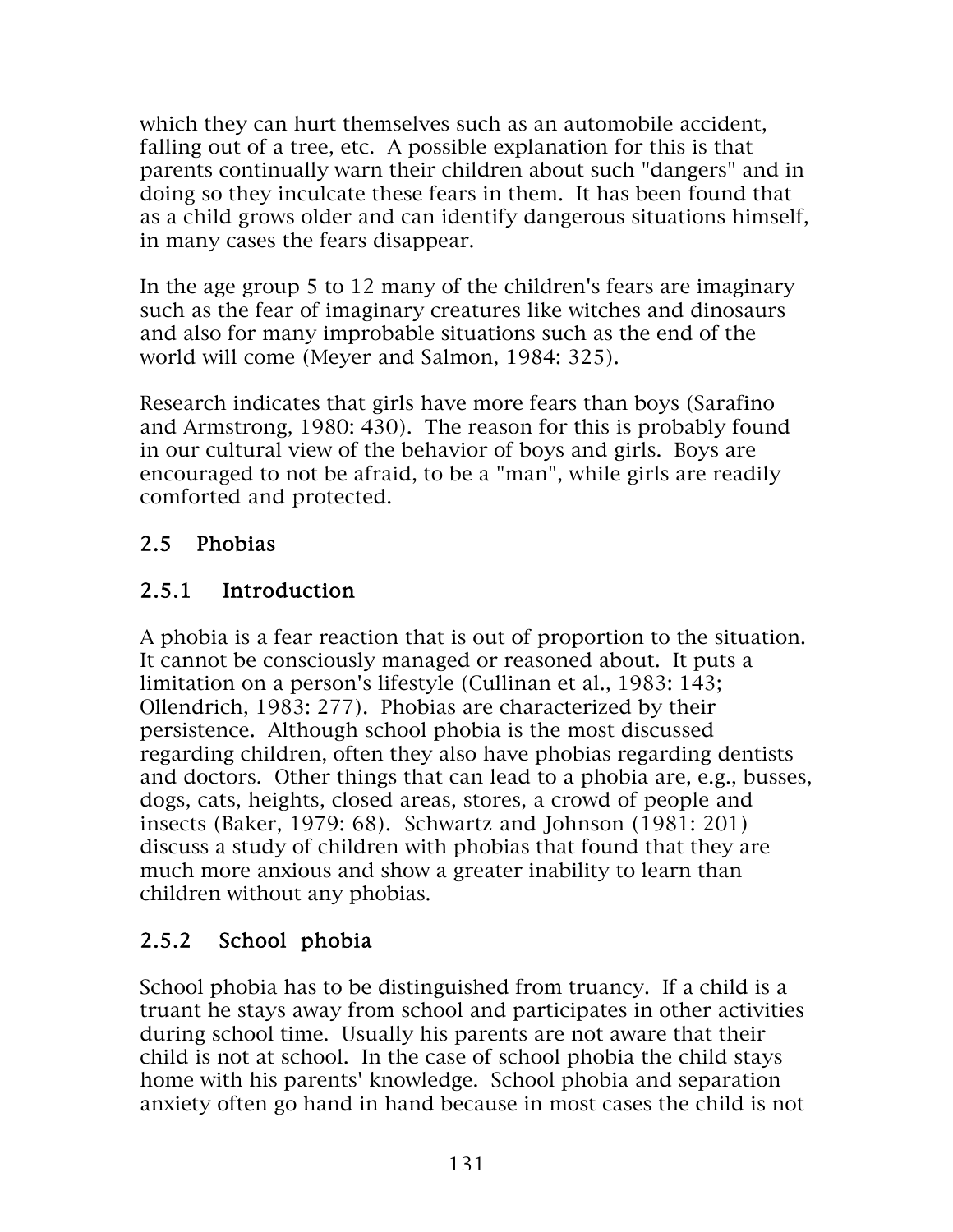which they can hurt themselves such as an automobile accident, falling out of a tree, etc. A possible explanation for this is that parents continually warn their children about such "dangers" and in doing so they inculcate these fears in them. It has been found that as a child grows older and can identify dangerous situations himself, in many cases the fears disappear.

In the age group 5 to 12 many of the children's fears are imaginary such as the fear of imaginary creatures like witches and dinosaurs and also for many improbable situations such as the end of the world will come (Meyer and Salmon, 1984: 325).

Research indicates that girls have more fears than boys (Sarafino and Armstrong, 1980: 430). The reason for this is probably found in our cultural view of the behavior of boys and girls. Boys are encouraged to not be afraid, to be a "man", while girls are readily comforted and protected.

## 2.5 Phobias

### 2.5.1 Introduction

A phobia is a fear reaction that is out of proportion to the situation. It cannot be consciously managed or reasoned about. It puts a limitation on a person's lifestyle (Cullinan et al., 1983: 143; Ollendrich, 1983: 277). Phobias are characterized by their persistence. Although school phobia is the most discussed regarding children, often they also have phobias regarding dentists and doctors. Other things that can lead to a phobia are, e.g., busses, dogs, cats, heights, closed areas, stores, a crowd of people and insects (Baker, 1979: 68). Schwartz and Johnson (1981: 201) discuss a study of children with phobias that found that they are much more anxious and show a greater inability to learn than children without any phobias.

### 2.5.2 School phobia

School phobia has to be distinguished from truancy. If a child is a truant he stays away from school and participates in other activities during school time. Usually his parents are not aware that their child is not at school. In the case of school phobia the child stays home with his parents' knowledge. School phobia and separation anxiety often go hand in hand because in most cases the child is not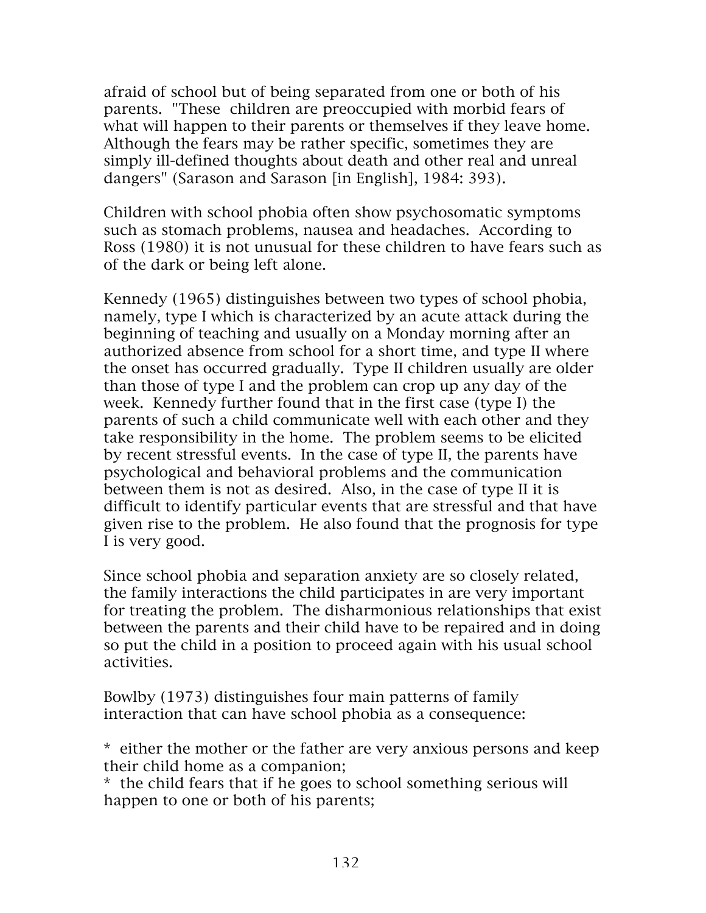afraid of school but of being separated from one or both of his parents. "These children are preoccupied with morbid fears of what will happen to their parents or themselves if they leave home. Although the fears may be rather specific, sometimes they are simply ill-defined thoughts about death and other real and unreal dangers" (Sarason and Sarason [in English], 1984: 393).

Children with school phobia often show psychosomatic symptoms such as stomach problems, nausea and headaches. According to Ross (1980) it is not unusual for these children to have fears such as of the dark or being left alone.

Kennedy (1965) distinguishes between two types of school phobia, namely, type I which is characterized by an acute attack during the beginning of teaching and usually on a Monday morning after an authorized absence from school for a short time, and type II where the onset has occurred gradually. Type II children usually are older than those of type I and the problem can crop up any day of the week. Kennedy further found that in the first case (type I) the parents of such a child communicate well with each other and they take responsibility in the home. The problem seems to be elicited by recent stressful events. In the case of type II, the parents have psychological and behavioral problems and the communication between them is not as desired. Also, in the case of type II it is difficult to identify particular events that are stressful and that have given rise to the problem. He also found that the prognosis for type I is very good.

Since school phobia and separation anxiety are so closely related, the family interactions the child participates in are very important for treating the problem. The disharmonious relationships that exist between the parents and their child have to be repaired and in doing so put the child in a position to proceed again with his usual school activities.

Bowlby (1973) distinguishes four main patterns of family interaction that can have school phobia as a consequence:

* either the mother or the father are very anxious persons and keep their child home as a companion;
* the child fears that if he goes to school something serious will happen to one or both of his parents;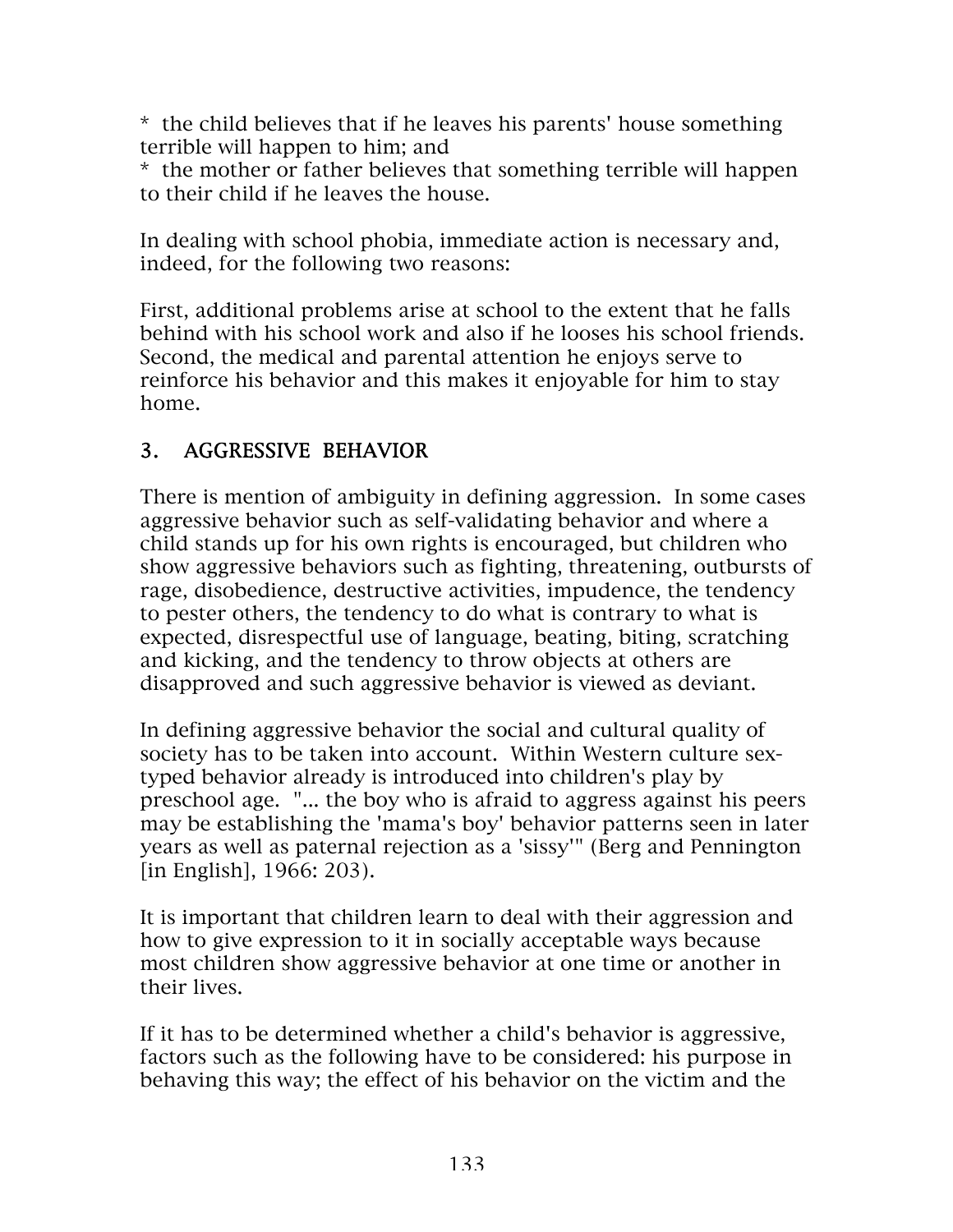* the child believes that if he leaves his parents' house something terrible will happen to him; and
* the mother or father believes that something terrible will happen to their child if he leaves the house.

In dealing with school phobia, immediate action is necessary and, indeed, for the following two reasons:

First, additional problems arise at school to the extent that he falls behind with his school work and also if he looses his school friends. Second, the medical and parental attention he enjoys serve to reinforce his behavior and this makes it enjoyable for him to stay home.

## 3. AGGRESSIVE BEHAVIOR

There is mention of ambiguity in defining aggression. In some cases aggressive behavior such as self-validating behavior and where a child stands up for his own rights is encouraged, but children who show aggressive behaviors such as fighting, threatening, outbursts of rage, disobedience, destructive activities, impudence, the tendency to pester others, the tendency to do what is contrary to what is expected, disrespectful use of language, beating, biting, scratching and kicking, and the tendency to throw objects at others are disapproved and such aggressive behavior is viewed as deviant.

In defining aggressive behavior the social and cultural quality of society has to be taken into account. Within Western culture sex-typed behavior already is introduced into children's play by preschool age. "... the boy who is afraid to aggress against his peers may be establishing the 'mama's boy' behavior patterns seen in later years as well as paternal rejection as a 'sissy'" (Berg and Pennington [in English], 1966: 203).

It is important that children learn to deal with their aggression and how to give expression to it in socially acceptable ways because most children show aggressive behavior at one time or another in their lives.

If it has to be determined whether a child's behavior is aggressive, factors such as the following have to be considered: his purpose in behaving this way; the effect of his behavior on the victim and the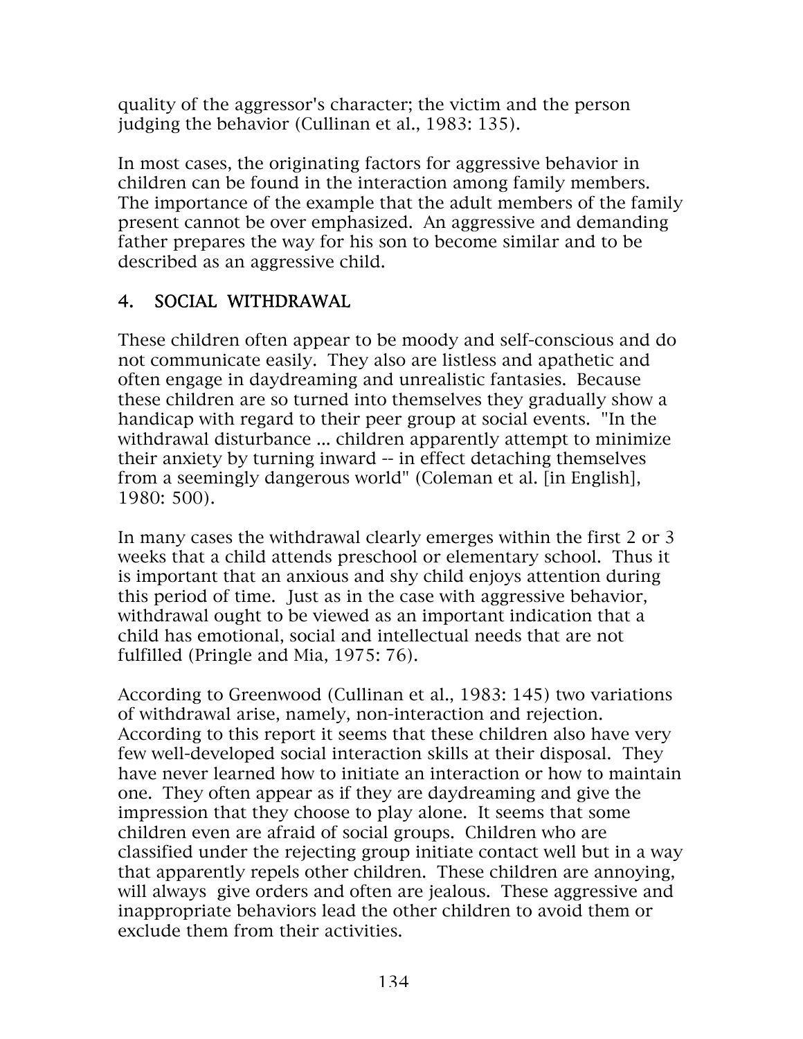quality of the aggressor's character; the victim and the person judging the behavior (Cullinan et al., 1983: 135).

In most cases, the originating factors for aggressive behavior in children can be found in the interaction among family members. The importance of the example that the adult members of the family present cannot be over emphasized. An aggressive and demanding father prepares the way for his son to become similar and to be described as an aggressive child.

## 4. SOCIAL WITHDRAWAL

These children often appear to be moody and self-conscious and do not communicate easily. They also are listless and apathetic and often engage in daydreaming and unrealistic fantasies. Because these children are so turned into themselves they gradually show a handicap with regard to their peer group at social events. "In the withdrawal disturbance ... children apparently attempt to minimize their anxiety by turning inward -- in effect detaching themselves from a seemingly dangerous world" (Coleman et al. [in English], 1980: 500).

In many cases the withdrawal clearly emerges within the first 2 or 3 weeks that a child attends preschool or elementary school. Thus it is important that an anxious and shy child enjoys attention during this period of time. Just as in the case with aggressive behavior, withdrawal ought to be viewed as an important indication that a child has emotional, social and intellectual needs that are not fulfilled (Pringle and Mia, 1975: 76).

According to Greenwood (Cullinan et al., 1983: 145) two variations of withdrawal arise, namely, non-interaction and rejection. According to this report it seems that these children also have very few well-developed social interaction skills at their disposal. They have never learned how to initiate an interaction or how to maintain one. They often appear as if they are daydreaming and give the impression that they choose to play alone. It seems that some children even are afraid of social groups. Children who are classified under the rejecting group initiate contact well but in a way that apparently repels other children. These children are annoying, will always give orders and often are jealous. These aggressive and inappropriate behaviors lead the other children to avoid them or exclude them from their activities.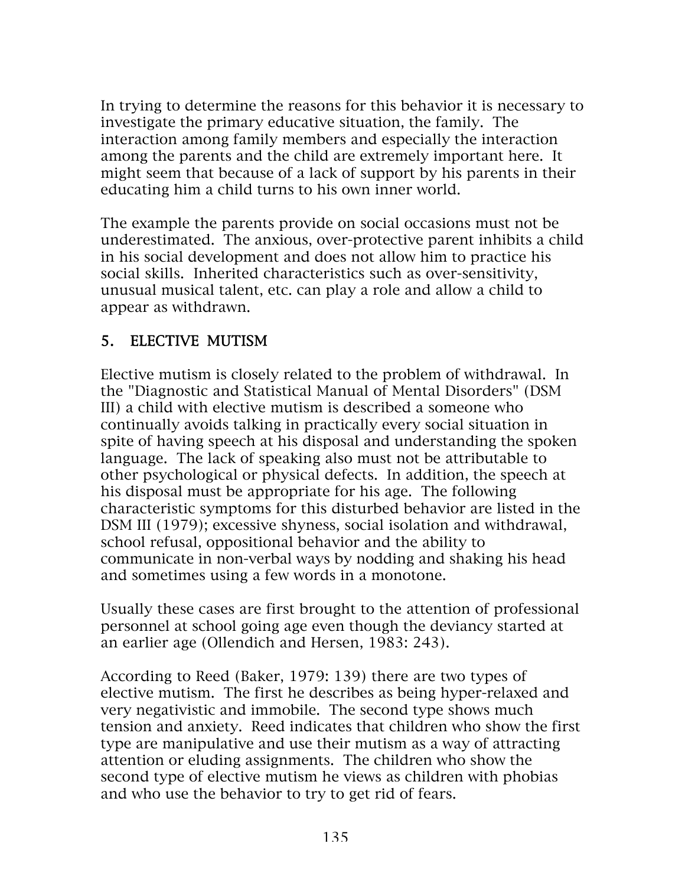In trying to determine the reasons for this behavior it is necessary to investigate the primary educative situation, the family. The interaction among family members and especially the interaction among the parents and the child are extremely important here. It might seem that because of a lack of support by his parents in their educating him a child turns to his own inner world.

The example the parents provide on social occasions must not be underestimated. The anxious, over-protective parent inhibits a child in his social development and does not allow him to practice his social skills. Inherited characteristics such as over-sensitivity, unusual musical talent, etc. can play a role and allow a child to appear as withdrawn.

## 5. ELECTIVE MUTISM

Elective mutism is closely related to the problem of withdrawal. In the "Diagnostic and Statistical Manual of Mental Disorders" (DSM III) a child with elective mutism is described a someone who continually avoids talking in practically every social situation in spite of having speech at his disposal and understanding the spoken language. The lack of speaking also must not be attributable to other psychological or physical defects. In addition, the speech at his disposal must be appropriate for his age. The following characteristic symptoms for this disturbed behavior are listed in the DSM III (1979); excessive shyness, social isolation and withdrawal, school refusal, oppositional behavior and the ability to communicate in non-verbal ways by nodding and shaking his head and sometimes using a few words in a monotone.

Usually these cases are first brought to the attention of professional personnel at school going age even though the deviancy started at an earlier age (Ollendich and Hersen, 1983: 243).

According to Reed (Baker, 1979: 139) there are two types of elective mutism. The first he describes as being hyper-relaxed and very negativistic and immobile. The second type shows much tension and anxiety. Reed indicates that children who show the first type are manipulative and use their mutism as a way of attracting attention or eluding assignments. The children who show the second type of elective mutism he views as children with phobias and who use the behavior to try to get rid of fears.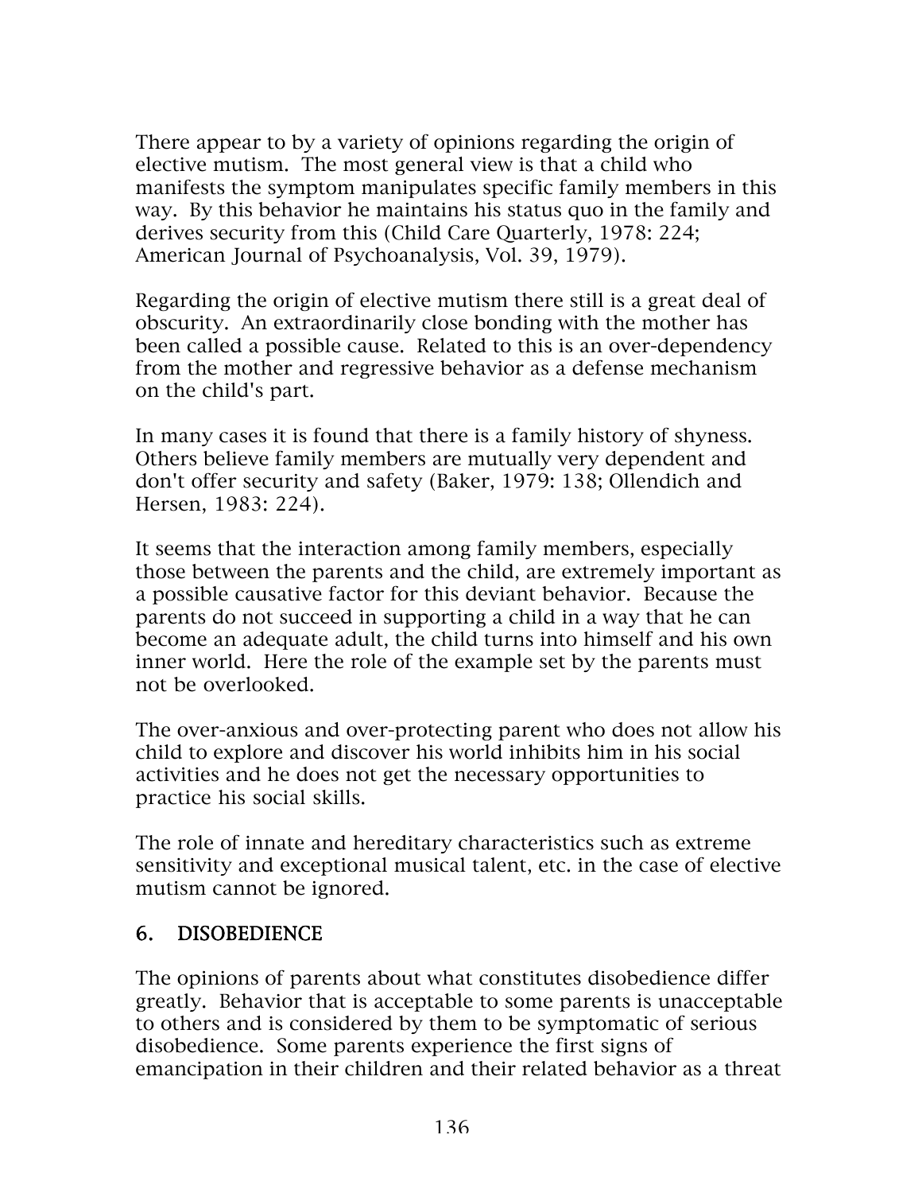There appear to by a variety of opinions regarding the origin of elective mutism. The most general view is that a child who manifests the symptom manipulates specific family members in this way. By this behavior he maintains his status quo in the family and derives security from this (Child Care Quarterly, 1978: 224; American Journal of Psychoanalysis, Vol. 39, 1979).

Regarding the origin of elective mutism there still is a great deal of obscurity. An extraordinarily close bonding with the mother has been called a possible cause. Related to this is an over-dependency from the mother and regressive behavior as a defense mechanism on the child's part.

In many cases it is found that there is a family history of shyness. Others believe family members are mutually very dependent and don't offer security and safety (Baker, 1979: 138; Ollendich and Hersen, 1983: 224).

It seems that the interaction among family members, especially those between the parents and the child, are extremely important as a possible causative factor for this deviant behavior. Because the parents do not succeed in supporting a child in a way that he can become an adequate adult, the child turns into himself and his own inner world. Here the role of the example set by the parents must not be overlooked.

The over-anxious and over-protecting parent who does not allow his child to explore and discover his world inhibits him in his social activities and he does not get the necessary opportunities to practice his social skills.

The role of innate and hereditary characteristics such as extreme sensitivity and exceptional musical talent, etc. in the case of elective mutism cannot be ignored.

## 6. DISOBEDIENCE

The opinions of parents about what constitutes disobedience differ greatly. Behavior that is acceptable to some parents is unacceptable to others and is considered by them to be symptomatic of serious disobedience. Some parents experience the first signs of emancipation in their children and their related behavior as a threat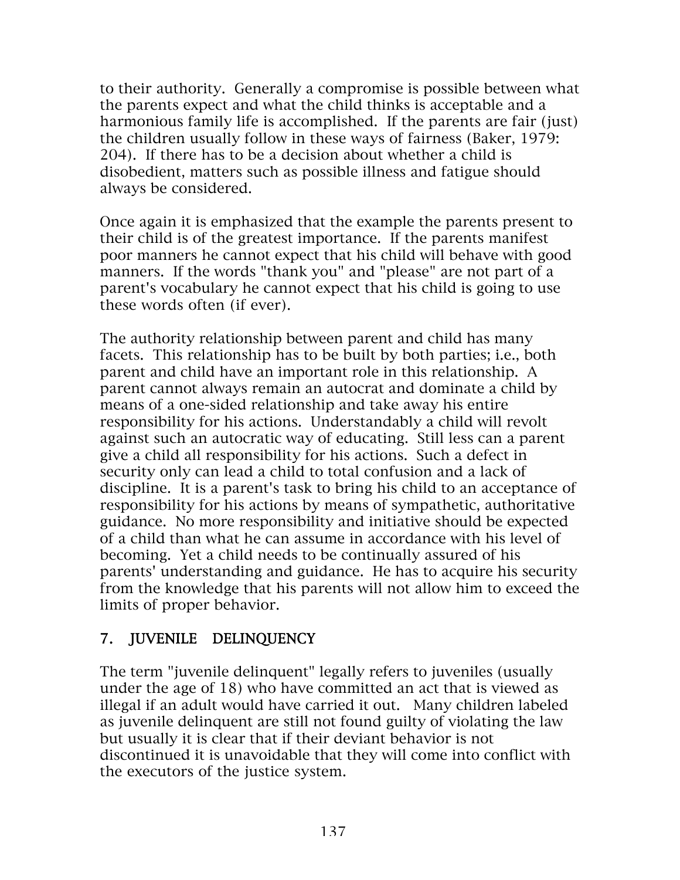to their authority. Generally a compromise is possible between what the parents expect and what the child thinks is acceptable and a harmonious family life is accomplished. If the parents are fair (just) the children usually follow in these ways of fairness (Baker, 1979: 204). If there has to be a decision about whether a child is disobedient, matters such as possible illness and fatigue should always be considered.

Once again it is emphasized that the example the parents present to their child is of the greatest importance. If the parents manifest poor manners he cannot expect that his child will behave with good manners. If the words "thank you" and "please" are not part of a parent's vocabulary he cannot expect that his child is going to use these words often (if ever).

The authority relationship between parent and child has many facets. This relationship has to be built by both parties; i.e., both parent and child have an important role in this relationship. A parent cannot always remain an autocrat and dominate a child by means of a one-sided relationship and take away his entire responsibility for his actions. Understandably a child will revolt against such an autocratic way of educating. Still less can a parent give a child all responsibility for his actions. Such a defect in security only can lead a child to total confusion and a lack of discipline. It is a parent's task to bring his child to an acceptance of responsibility for his actions by means of sympathetic, authoritative guidance. No more responsibility and initiative should be expected of a child than what he can assume in accordance with his level of becoming. Yet a child needs to be continually assured of his parents' understanding and guidance. He has to acquire his security from the knowledge that his parents will not allow him to exceed the limits of proper behavior.

## 7. JUVENILE DELINQUENCY

The term "juvenile delinquent" legally refers to juveniles (usually under the age of 18) who have committed an act that is viewed as illegal if an adult would have carried it out. Many children labeled as juvenile delinquent are still not found guilty of violating the law but usually it is clear that if their deviant behavior is not discontinued it is unavoidable that they will come into conflict with the executors of the justice system.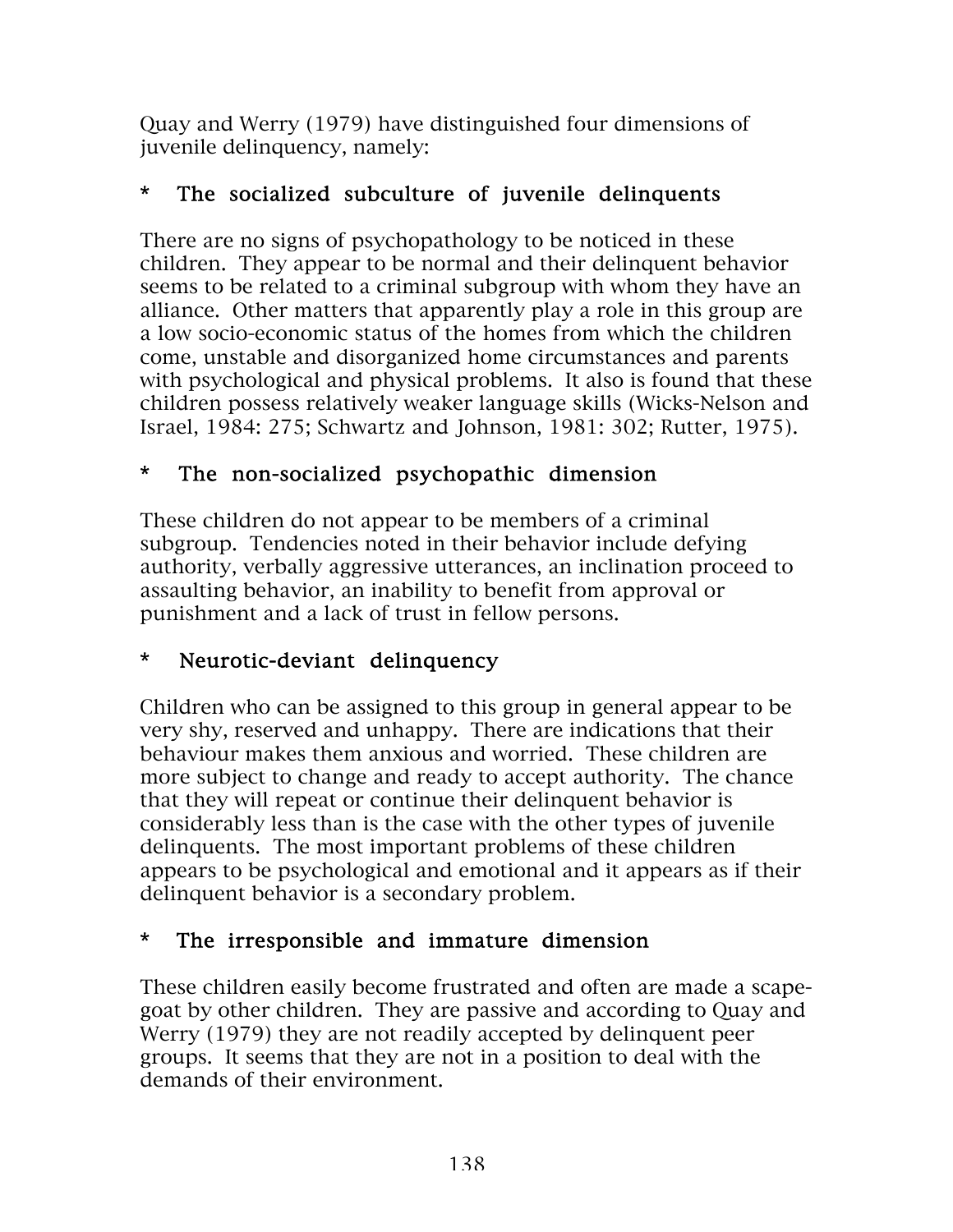Quay and Werry (1979) have distinguished four dimensions of juvenile delinquency, namely:

### * The socialized subculture of juvenile delinquents

There are no signs of psychopathology to be noticed in these children. They appear to be normal and their delinquent behavior seems to be related to a criminal subgroup with whom they have an alliance. Other matters that apparently play a role in this group are a low socio-economic status of the homes from which the children come, unstable and disorganized home circumstances and parents with psychological and physical problems. It also is found that these children possess relatively weaker language skills (Wicks-Nelson and Israel, 1984: 275; Schwartz and Johnson, 1981: 302; Rutter, 1975).

### * The non-socialized psychopathic dimension

These children do not appear to be members of a criminal subgroup. Tendencies noted in their behavior include defying authority, verbally aggressive utterances, an inclination proceed to assaulting behavior, an inability to benefit from approval or punishment and a lack of trust in fellow persons.

### * Neurotic-deviant delinquency

Children who can be assigned to this group in general appear to be very shy, reserved and unhappy. There are indications that their behaviour makes them anxious and worried. These children are more subject to change and ready to accept authority. The chance that they will repeat or continue their delinquent behavior is considerably less than is the case with the other types of juvenile delinquents. The most important problems of these children appears to be psychological and emotional and it appears as if their delinquent behavior is a secondary problem.

### * The irresponsible and immature dimension

These children easily become frustrated and often are made a scape-goat by other children. They are passive and according to Quay and Werry (1979) they are not readily accepted by delinquent peer groups. It seems that they are not in a position to deal with the demands of their environment.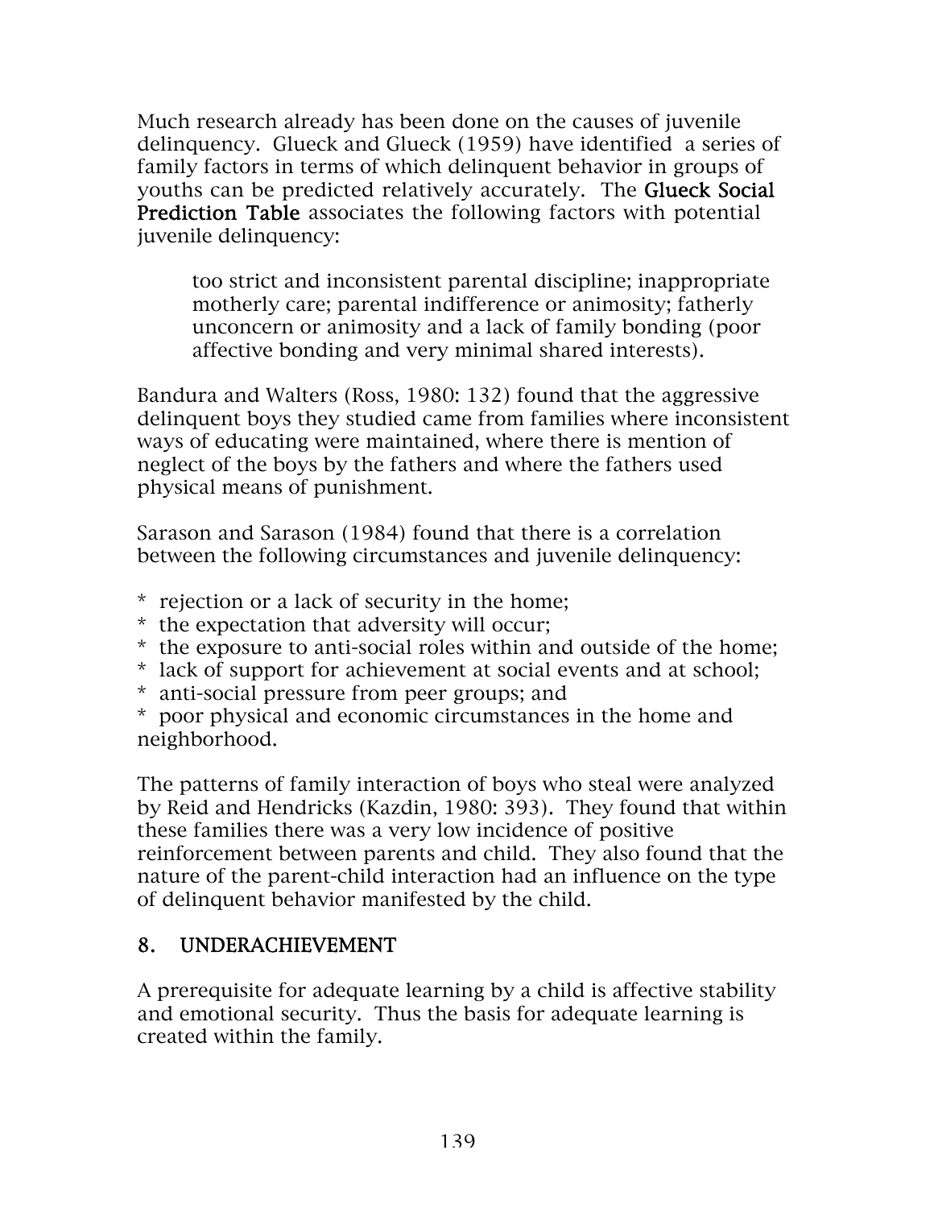Much research already has been done on the causes of juvenile delinquency. Glueck and Glueck (1959) have identified a series of family factors in terms of which delinquent behavior in groups of youths can be predicted relatively accurately. The **Glueck Social Prediction Table** associates the following factors with potential juvenile delinquency:

> too strict and inconsistent parental discipline; inappropriate motherly care; parental indifference or animosity; fatherly unconcern or animosity and a lack of family bonding (poor affective bonding and very minimal shared interests).

Bandura and Walters (Ross, 1980: 132) found that the aggressive delinquent boys they studied came from families where inconsistent ways of educating were maintained, where there is mention of neglect of the boys by the fathers and where the fathers used physical means of punishment.

Sarason and Sarason (1984) found that there is a correlation between the following circumstances and juvenile delinquency:

* rejection or a lack of security in the home;
* the expectation that adversity will occur;
* the exposure to anti-social roles within and outside of the home;
* lack of support for achievement at social events and at school;
* anti-social pressure from peer groups; and
* poor physical and economic circumstances in the home and neighborhood.

The patterns of family interaction of boys who steal were analyzed by Reid and Hendricks (Kazdin, 1980: 393). They found that within these families there was a very low incidence of positive reinforcement between parents and child. They also found that the nature of the parent-child interaction had an influence on the type of delinquent behavior manifested by the child.

## 8. UNDERACHIEVEMENT

A prerequisite for adequate learning by a child is affective stability and emotional security. Thus the basis for adequate learning is created within the family.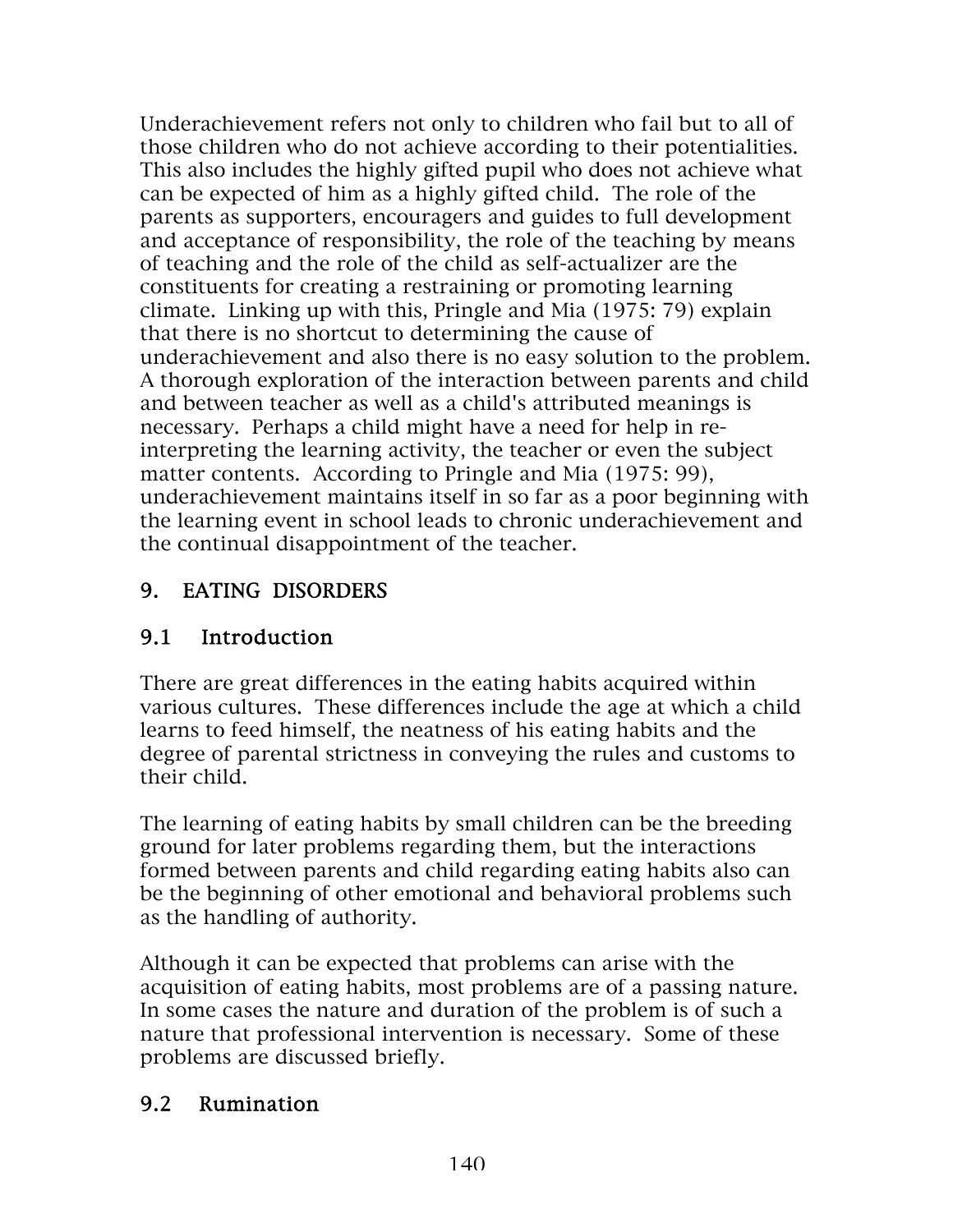Underachievement refers not only to children who fail but to all of those children who do not achieve according to their potentialities. This also includes the highly gifted pupil who does not achieve what can be expected of him as a highly gifted child. The role of the parents as supporters, encouragers and guides to full development and acceptance of responsibility, the role of the teaching by means of teaching and the role of the child as self-actualizer are the constituents for creating a restraining or promoting learning climate. Linking up with this, Pringle and Mia (1975: 79) explain that there is no shortcut to determining the cause of underachievement and also there is no easy solution to the problem. A thorough exploration of the interaction between parents and child and between teacher as well as a child's attributed meanings is necessary. Perhaps a child might have a need for help in re-interpreting the learning activity, the teacher or even the subject matter contents. According to Pringle and Mia (1975: 99), underachievement maintains itself in so far as a poor beginning with the learning event in school leads to chronic underachievement and the continual disappointment of the teacher.

## 9. EATING DISORDERS

### 9.1 Introduction

There are great differences in the eating habits acquired within various cultures. These differences include the age at which a child learns to feed himself, the neatness of his eating habits and the degree of parental strictness in conveying the rules and customs to their child.

The learning of eating habits by small children can be the breeding ground for later problems regarding them, but the interactions formed between parents and child regarding eating habits also can be the beginning of other emotional and behavioral problems such as the handling of authority.

Although it can be expected that problems can arise with the acquisition of eating habits, most problems are of a passing nature. In some cases the nature and duration of the problem is of such a nature that professional intervention is necessary. Some of these problems are discussed briefly.

### 9.2 Rumination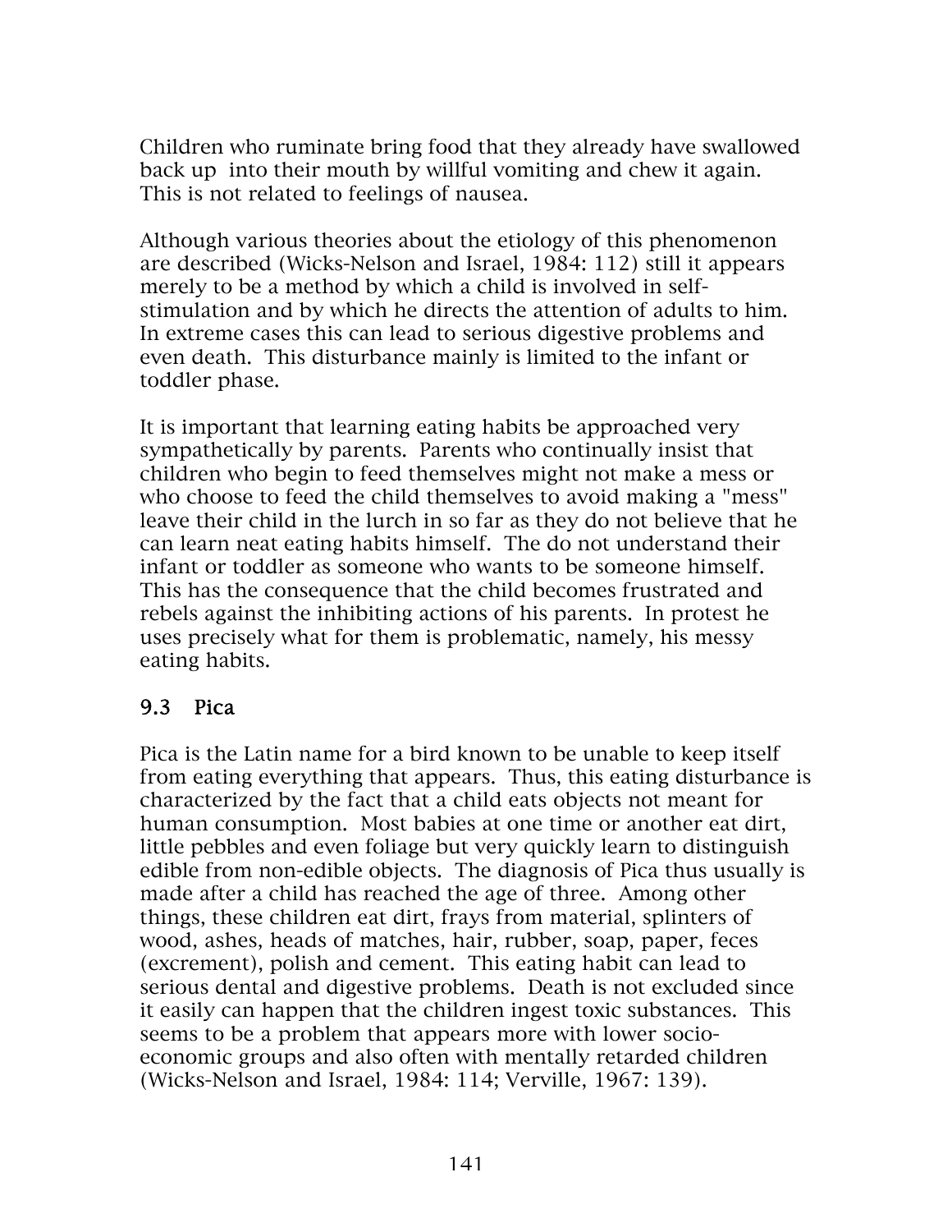Children who ruminate bring food that they already have swallowed back up into their mouth by willful vomiting and chew it again. This is not related to feelings of nausea.

Although various theories about the etiology of this phenomenon are described (Wicks-Nelson and Israel, 1984: 112) still it appears merely to be a method by which a child is involved in self-stimulation and by which he directs the attention of adults to him. In extreme cases this can lead to serious digestive problems and even death. This disturbance mainly is limited to the infant or toddler phase.

It is important that learning eating habits be approached very sympathetically by parents. Parents who continually insist that children who begin to feed themselves might not make a mess or who choose to feed the child themselves to avoid making a "mess" leave their child in the lurch in so far as they do not believe that he can learn neat eating habits himself. The do not understand their infant or toddler as someone who wants to be someone himself. This has the consequence that the child becomes frustrated and rebels against the inhibiting actions of his parents. In protest he uses precisely what for them is problematic, namely, his messy eating habits.

### 9.3 Pica

Pica is the Latin name for a bird known to be unable to keep itself from eating everything that appears. Thus, this eating disturbance is characterized by the fact that a child eats objects not meant for human consumption. Most babies at one time or another eat dirt, little pebbles and even foliage but very quickly learn to distinguish edible from non-edible objects. The diagnosis of Pica thus usually is made after a child has reached the age of three. Among other things, these children eat dirt, frays from material, splinters of wood, ashes, heads of matches, hair, rubber, soap, paper, feces (excrement), polish and cement. This eating habit can lead to serious dental and digestive problems. Death is not excluded since it easily can happen that the children ingest toxic substances. This seems to be a problem that appears more with lower socio-economic groups and also often with mentally retarded children (Wicks-Nelson and Israel, 1984: 114; Verville, 1967: 139).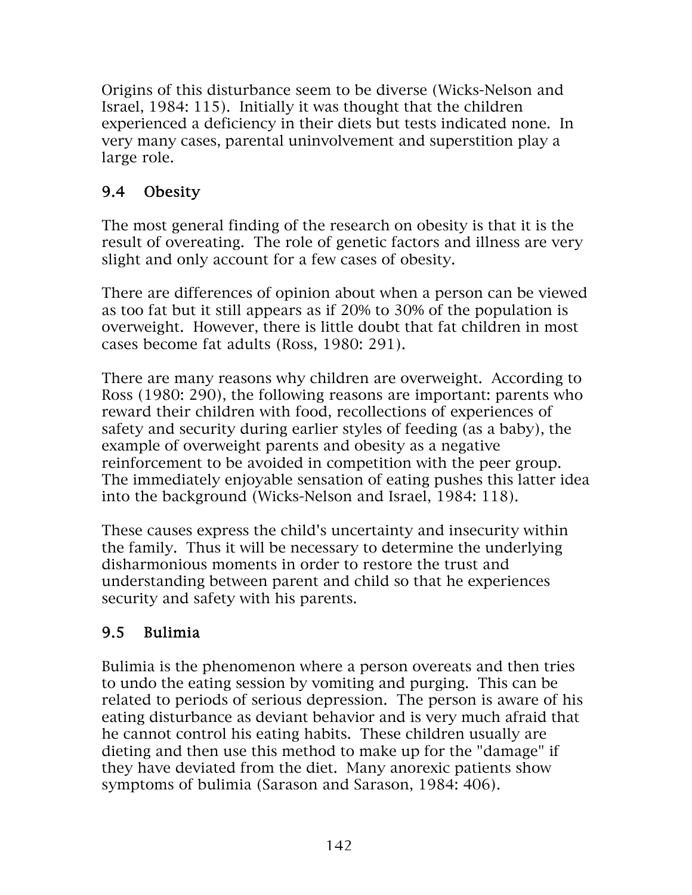Origins of this disturbance seem to be diverse (Wicks-Nelson and Israel, 1984: 115). Initially it was thought that the children experienced a deficiency in their diets but tests indicated none. In very many cases, parental uninvolvement and superstition play a large role.

## 9.4 Obesity

The most general finding of the research on obesity is that it is the result of overeating. The role of genetic factors and illness are very slight and only account for a few cases of obesity.

There are differences of opinion about when a person can be viewed as too fat but it still appears as if 20% to 30% of the population is overweight. However, there is little doubt that fat children in most cases become fat adults (Ross, 1980: 291).

There are many reasons why children are overweight. According to Ross (1980: 290), the following reasons are important: parents who reward their children with food, recollections of experiences of safety and security during earlier styles of feeding (as a baby), the example of overweight parents and obesity as a negative reinforcement to be avoided in competition with the peer group. The immediately enjoyable sensation of eating pushes this latter idea into the background (Wicks-Nelson and Israel, 1984: 118).

These causes express the child's uncertainty and insecurity within the family. Thus it will be necessary to determine the underlying disharmonious moments in order to restore the trust and understanding between parent and child so that he experiences security and safety with his parents.

## 9.5 Bulimia

Bulimia is the phenomenon where a person overeats and then tries to undo the eating session by vomiting and purging. This can be related to periods of serious depression. The person is aware of his eating disturbance as deviant behavior and is very much afraid that he cannot control his eating habits. These children usually are dieting and then use this method to make up for the "damage" if they have deviated from the diet. Many anorexic patients show symptoms of bulimia (Sarason and Sarason, 1984: 406).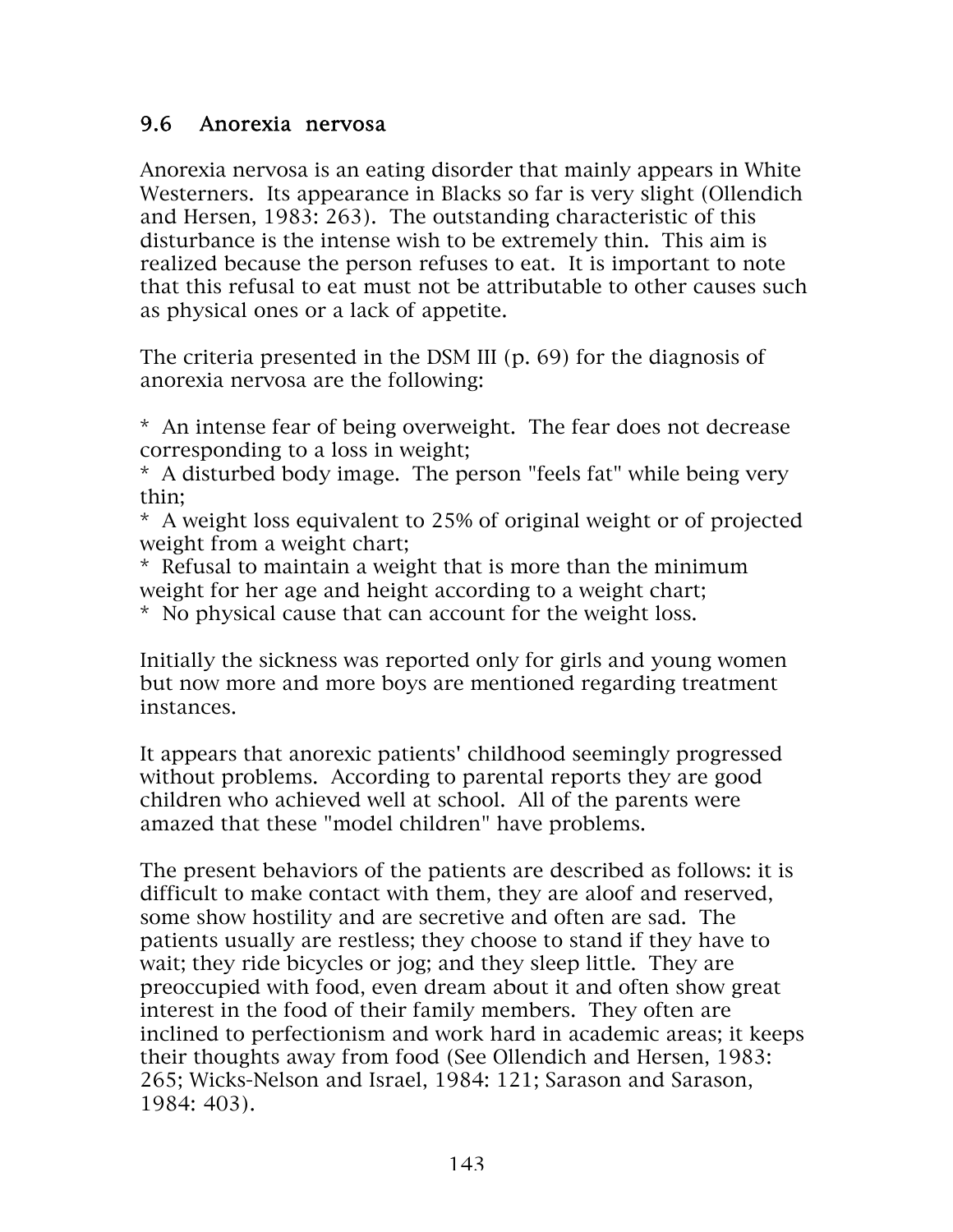## 9.6 Anorexia nervosa

Anorexia nervosa is an eating disorder that mainly appears in White Westerners. Its appearance in Blacks so far is very slight (Ollendich and Hersen, 1983: 263). The outstanding characteristic of this disturbance is the intense wish to be extremely thin. This aim is realized because the person refuses to eat. It is important to note that this refusal to eat must not be attributable to other causes such as physical ones or a lack of appetite.

The criteria presented in the DSM III (p. 69) for the diagnosis of anorexia nervosa are the following:

* An intense fear of being overweight. The fear does not decrease corresponding to a loss in weight;
* A disturbed body image. The person "feels fat" while being very thin;
* A weight loss equivalent to 25% of original weight or of projected weight from a weight chart;
* Refusal to maintain a weight that is more than the minimum weight for her age and height according to a weight chart;
* No physical cause that can account for the weight loss.

Initially the sickness was reported only for girls and young women but now more and more boys are mentioned regarding treatment instances.

It appears that anorexic patients' childhood seemingly progressed without problems. According to parental reports they are good children who achieved well at school. All of the parents were amazed that these "model children" have problems.

The present behaviors of the patients are described as follows: it is difficult to make contact with them, they are aloof and reserved, some show hostility and are secretive and often are sad. The patients usually are restless; they choose to stand if they have to wait; they ride bicycles or jog; and they sleep little. They are preoccupied with food, even dream about it and often show great interest in the food of their family members. They often are inclined to perfectionism and work hard in academic areas; it keeps their thoughts away from food (See Ollendich and Hersen, 1983: 265; Wicks-Nelson and Israel, 1984: 121; Sarason and Sarason, 1984: 403).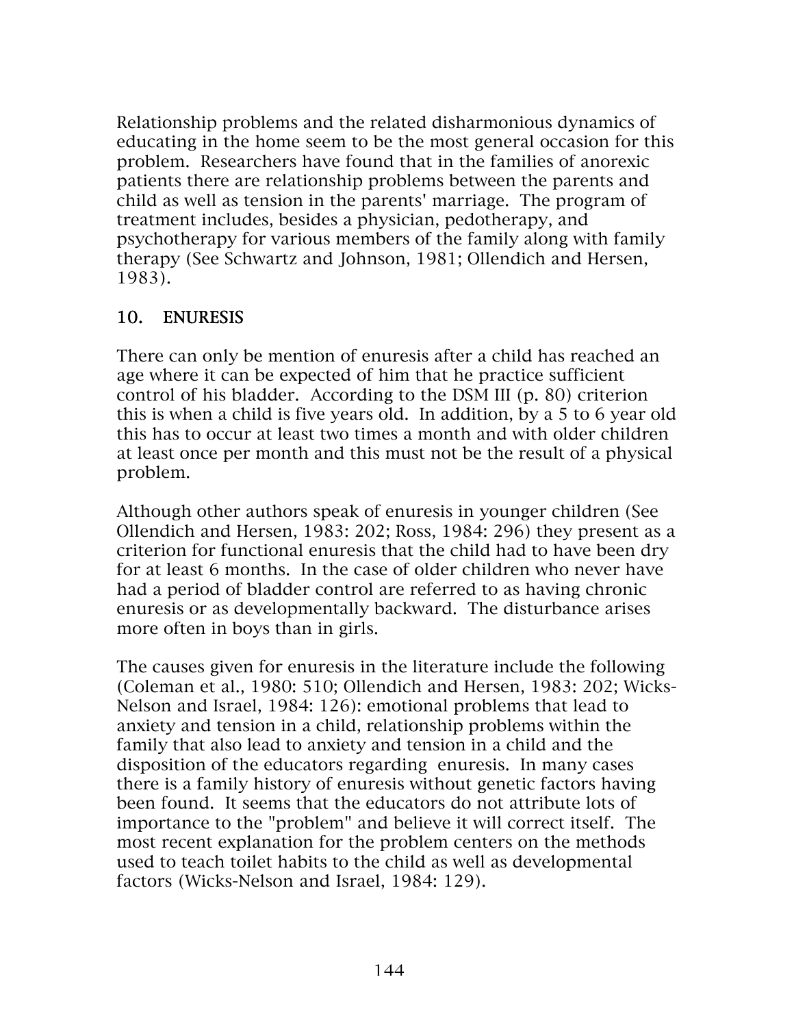Relationship problems and the related disharmonious dynamics of educating in the home seem to be the most general occasion for this problem. Researchers have found that in the families of anorexic patients there are relationship problems between the parents and child as well as tension in the parents' marriage. The program of treatment includes, besides a physician, pedotherapy, and psychotherapy for various members of the family along with family therapy (See Schwartz and Johnson, 1981; Ollendich and Hersen, 1983).

## 10. ENURESIS

There can only be mention of enuresis after a child has reached an age where it can be expected of him that he practice sufficient control of his bladder. According to the DSM III (p. 80) criterion this is when a child is five years old. In addition, by a 5 to 6 year old this has to occur at least two times a month and with older children at least once per month and this must not be the result of a physical problem.

Although other authors speak of enuresis in younger children (See Ollendich and Hersen, 1983: 202; Ross, 1984: 296) they present as a criterion for functional enuresis that the child had to have been dry for at least 6 months. In the case of older children who never have had a period of bladder control are referred to as having chronic enuresis or as developmentally backward. The disturbance arises more often in boys than in girls.

The causes given for enuresis in the literature include the following (Coleman et al., 1980: 510; Ollendich and Hersen, 1983: 202; Wicks-Nelson and Israel, 1984: 126): emotional problems that lead to anxiety and tension in a child, relationship problems within the family that also lead to anxiety and tension in a child and the disposition of the educators regarding enuresis. In many cases there is a family history of enuresis without genetic factors having been found. It seems that the educators do not attribute lots of importance to the "problem" and believe it will correct itself. The most recent explanation for the problem centers on the methods used to teach toilet habits to the child as well as developmental factors (Wicks-Nelson and Israel, 1984: 129).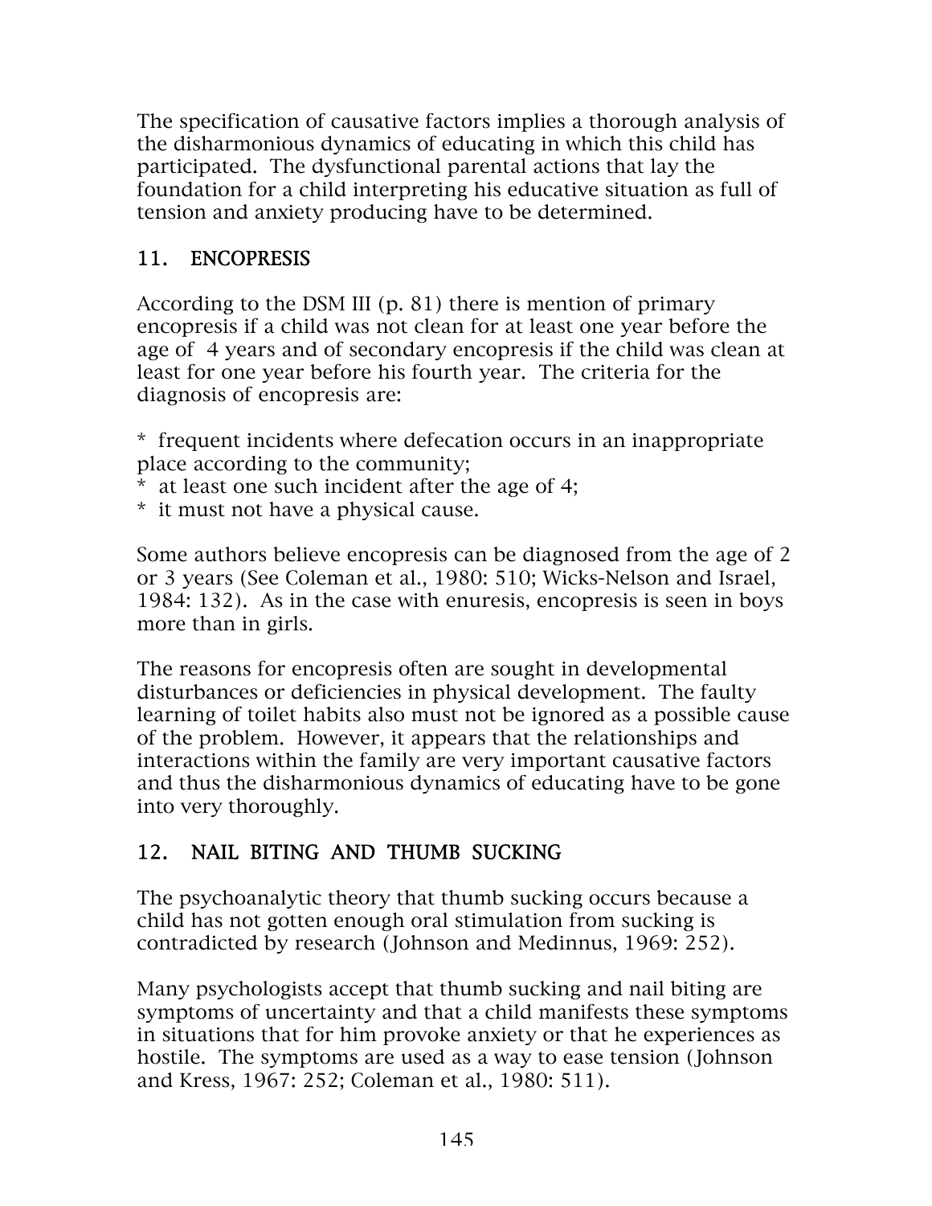The specification of causative factors implies a thorough analysis of the disharmonious dynamics of educating in which this child has participated. The dysfunctional parental actions that lay the foundation for a child interpreting his educative situation as full of tension and anxiety producing have to be determined.

## 11. ENCOPRESIS

According to the DSM III (p. 81) there is mention of primary encopresis if a child was not clean for at least one year before the age of 4 years and of secondary encopresis if the child was clean at least for one year before his fourth year. The criteria for the diagnosis of encopresis are:

* frequent incidents where defecation occurs in an inappropriate place according to the community;
* at least one such incident after the age of 4;
* it must not have a physical cause.

Some authors believe encopresis can be diagnosed from the age of 2 or 3 years (See Coleman et al., 1980: 510; Wicks-Nelson and Israel, 1984: 132). As in the case with enuresis, encopresis is seen in boys more than in girls.

The reasons for encopresis often are sought in developmental disturbances or deficiencies in physical development. The faulty learning of toilet habits also must not be ignored as a possible cause of the problem. However, it appears that the relationships and interactions within the family are very important causative factors and thus the disharmonious dynamics of educating have to be gone into very thoroughly.

## 12. NAIL BITING AND THUMB SUCKING

The psychoanalytic theory that thumb sucking occurs because a child has not gotten enough oral stimulation from sucking is contradicted by research (Johnson and Medinnus, 1969: 252).

Many psychologists accept that thumb sucking and nail biting are symptoms of uncertainty and that a child manifests these symptoms in situations that for him provoke anxiety or that he experiences as hostile. The symptoms are used as a way to ease tension (Johnson and Kress, 1967: 252; Coleman et al., 1980: 511).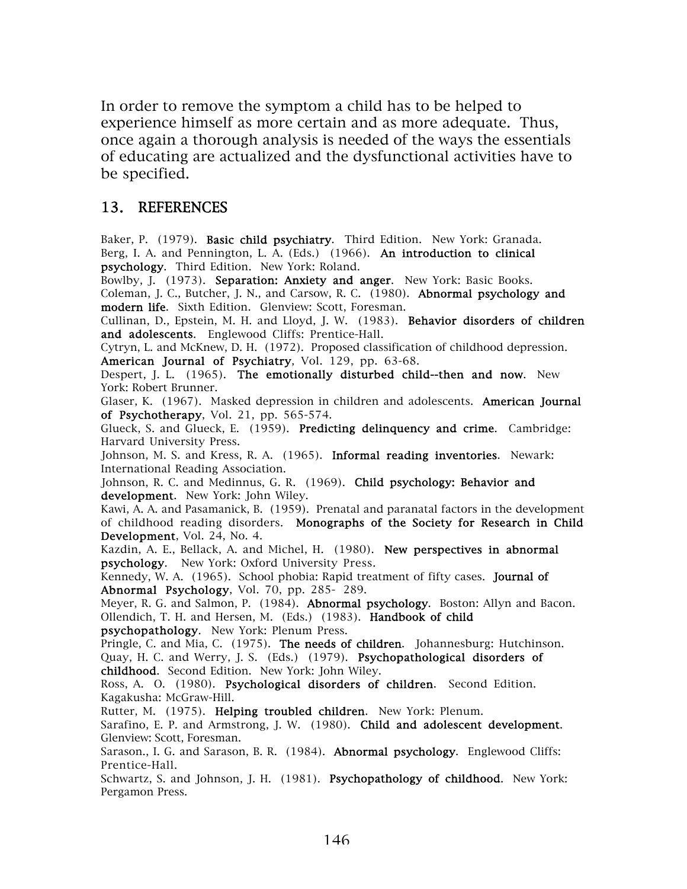In order to remove the symptom a child has to be helped to experience himself as more certain and as more adequate. Thus, once again a thorough analysis is needed of the ways the essentials of educating are actualized and the dysfunctional activities have to be specified.

## 13. REFERENCES

Baker, P. (1979). **Basic child psychiatry**. Third Edition. New York: Granada.

Berg, I. A. and Pennington, L. A. (Eds.) (1966). **An introduction to clinical psychology**. Third Edition. New York: Roland.

Bowlby, J. (1973). **Separation: Anxiety and anger**. New York: Basic Books.

Coleman, J. C., Butcher, J. N., and Carsow, R. C. (1980). **Abnormal psychology and modern life**. Sixth Edition. Glenview: Scott, Foresman.

Cullinan, D., Epstein, M. H. and Lloyd, J. W. (1983). **Behavior disorders of children and adolescents**. Englewood Cliffs: Prentice-Hall.

Cytryn, L. and McKnew, D. H. (1972). Proposed classification of childhood depression. **American Journal of Psychiatry**, Vol. 129, pp. 63-68.

Despert, J. L. (1965). **The emotionally disturbed child--then and now**. New York: Robert Brunner.

Glaser, K. (1967). Masked depression in children and adolescents. **American Journal of Psychotherapy**, Vol. 21, pp. 565-574.

Glueck, S. and Glueck, E. (1959). **Predicting delinquency and crime**. Cambridge: Harvard University Press.

Johnson, M. S. and Kress, R. A. (1965). **Informal reading inventories**. Newark: International Reading Association.

Johnson, R. C. and Medinnus, G. R. (1969). **Child psychology: Behavior and development**. New York: John Wiley.

Kawi, A. A. and Pasamanick, B. (1959). Prenatal and paranatal factors in the development of childhood reading disorders. **Monographs of the Society for Research in Child Development**, Vol. 24, No. 4.

Kazdin, A. E., Bellack, A. and Michel, H. (1980). **New perspectives in abnormal psychology**. New York: Oxford University Press.

Kennedy, W. A. (1965). School phobia: Rapid treatment of fifty cases. **Journal of Abnormal Psychology**, Vol. 70, pp. 285- 289.

Meyer, R. G. and Salmon, P. (1984). **Abnormal psychology**. Boston: Allyn and Bacon.

Ollendich, T. H. and Hersen, M. (Eds.) (1983). **Handbook of child psychopathology**. New York: Plenum Press.

Pringle, C. and Mia, C. (1975). **The needs of children**. Johannesburg: Hutchinson.

Quay, H. C. and Werry, J. S. (Eds.) (1979). **Psychopathological disorders of childhood**. Second Edition. New York: John Wiley.

Ross, A. O. (1980). **Psychological disorders of children**. Second Edition. Kagakusha: McGraw-Hill.

Rutter, M. (1975). **Helping troubled children**. New York: Plenum.

Sarafino, E. P. and Armstrong, J. W. (1980). **Child and adolescent development**. Glenview: Scott, Foresman.

Sarason., I. G. and Sarason, B. R. (1984). **Abnormal psychology**. Englewood Cliffs: Prentice-Hall.

Schwartz, S. and Johnson, J. H. (1981). **Psychopathology of childhood**. New York: Pergamon Press.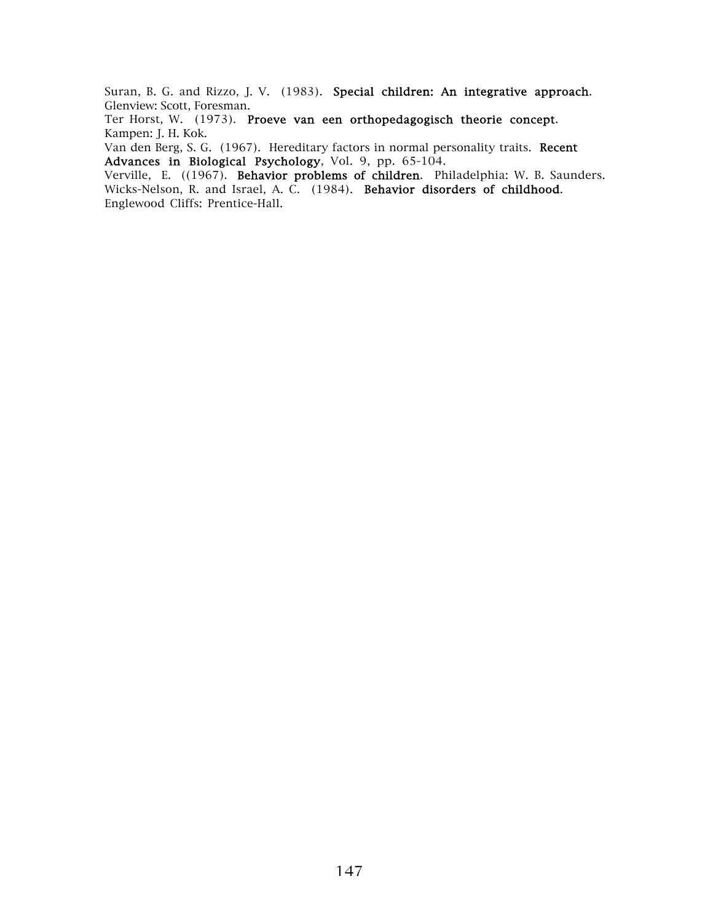Suran, B. G. and Rizzo, J. V. (1983). **Special children: An integrative approach**. Glenview: Scott, Foresman.

Ter Horst, W. (1973). **Proeve van een orthopedagogisch theorie concept**. Kampen: J. H. Kok.

Van den Berg, S. G. (1967). Hereditary factors in normal personality traits. **Recent Advances in Biological Psychology**, Vol. 9, pp. 65-104.

Verville, E. ((1967). **Behavior problems of children**. Philadelphia: W. B. Saunders.

Wicks-Nelson, R. and Israel, A. C. (1984). **Behavior disorders of childhood**. Englewood Cliffs: Prentice-Hall.